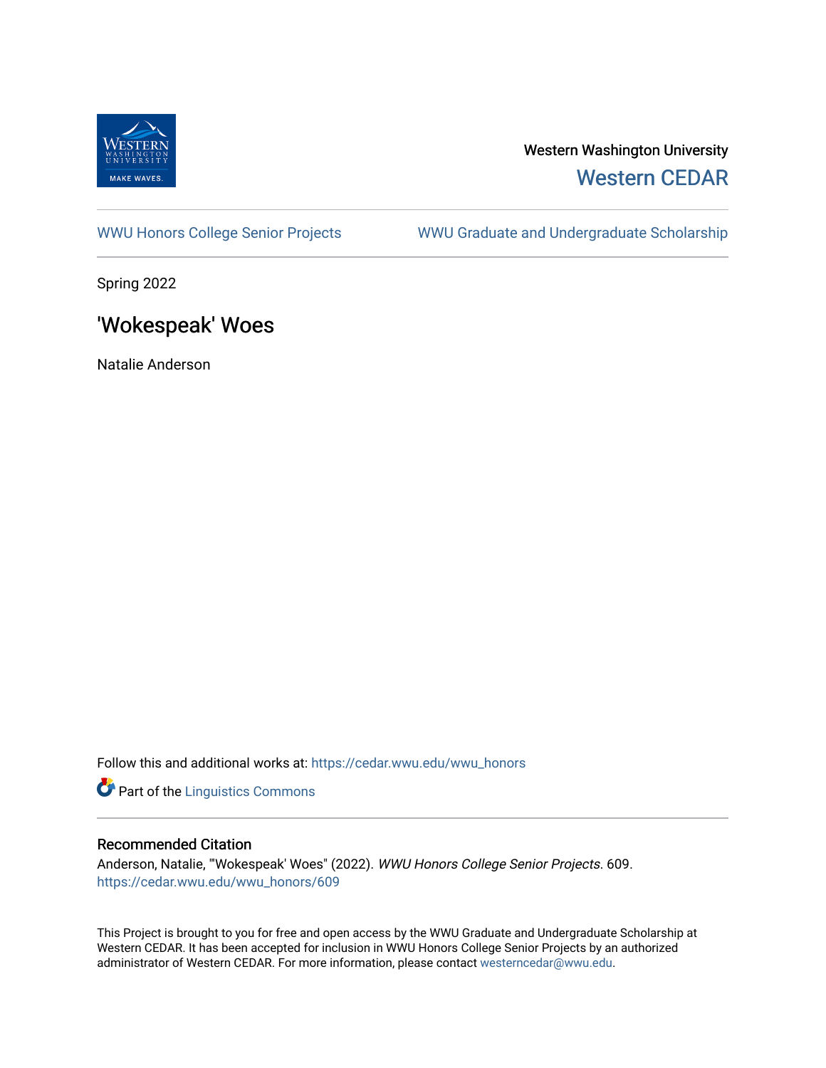Western Washington University

Western CEDAR

WWU Honors College Senior Projects

WWU Graduate and Undergraduate Scholarship

Spring 2022

# 'Wokespeak' Woes

Natalie Anderson

Follow this and additional works at: https://cedar.wwu.edu/wwu_honors

Part of the Linguistics Commons

## Recommended Citation

Anderson, Natalie, "'Wokespeak' Woes" (2022). *WWU Honors College Senior Projects*. 609.
https://cedar.wwu.edu/wwu_honors/609

This Project is brought to you for free and open access by the WWU Graduate and Undergraduate Scholarship at Western CEDAR. It has been accepted for inclusion in WWU Honors College Senior Projects by an authorized administrator of Western CEDAR. For more information, please contact westerncedar@wwu.edu.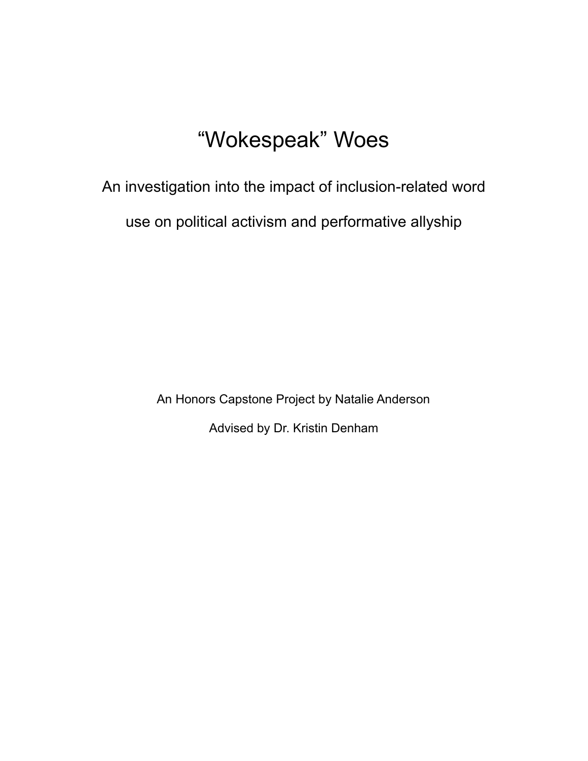# “Wokespeak” Woes

## An investigation into the impact of inclusion-related word use on political activism and performative allyship

An Honors Capstone Project by Natalie Anderson

Advised by Dr. Kristin Denham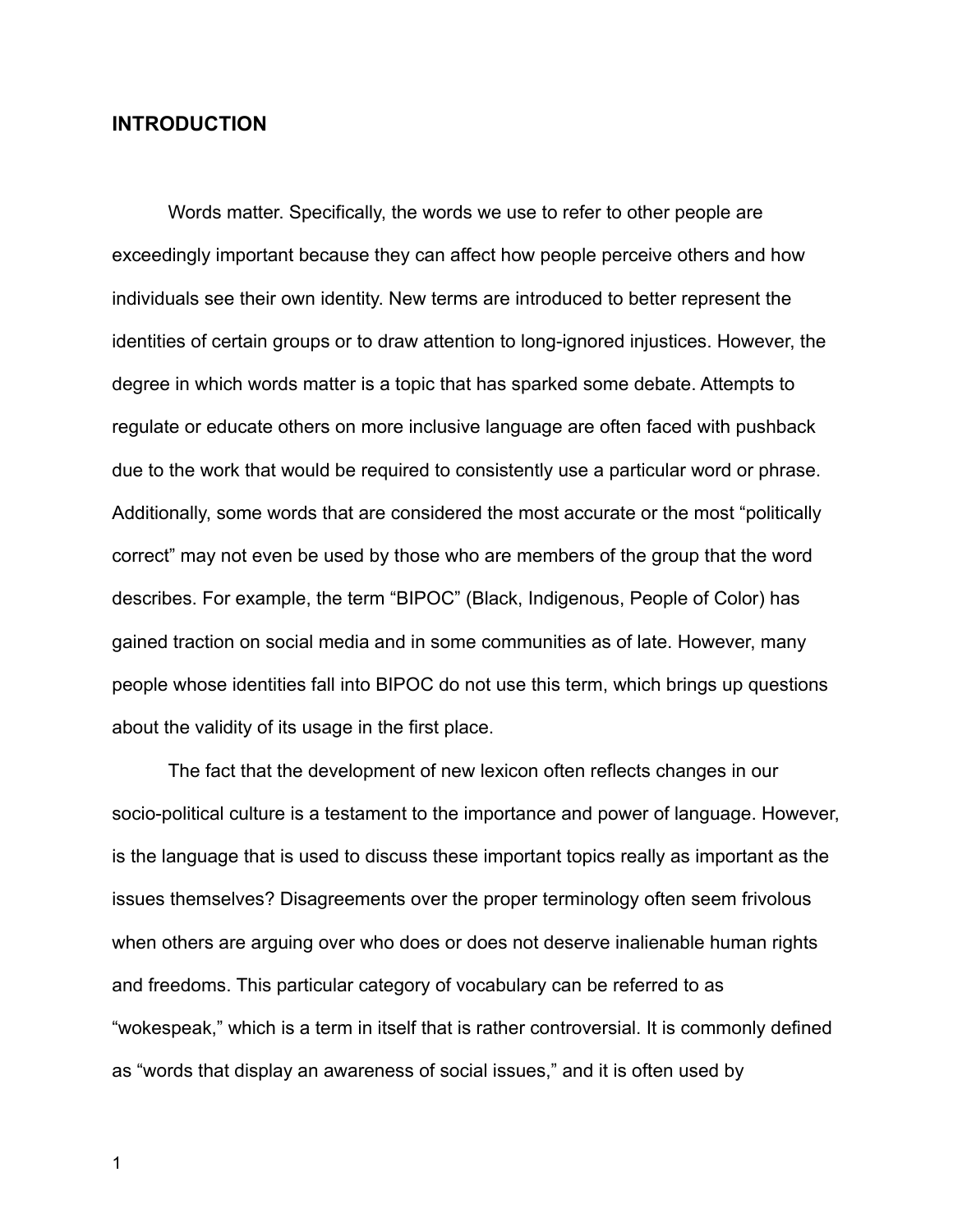## INTRODUCTION

Words matter. Specifically, the words we use to refer to other people are exceedingly important because they can affect how people perceive others and how individuals see their own identity. New terms are introduced to better represent the identities of certain groups or to draw attention to long-ignored injustices. However, the degree in which words matter is a topic that has sparked some debate. Attempts to regulate or educate others on more inclusive language are often faced with pushback due to the work that would be required to consistently use a particular word or phrase. Additionally, some words that are considered the most accurate or the most "politically correct" may not even be used by those who are members of the group that the word describes. For example, the term "BIPOC" (Black, Indigenous, People of Color) has gained traction on social media and in some communities as of late. However, many people whose identities fall into BIPOC do not use this term, which brings up questions about the validity of its usage in the first place.

The fact that the development of new lexicon often reflects changes in our socio-political culture is a testament to the importance and power of language. However, is the language that is used to discuss these important topics really as important as the issues themselves? Disagreements over the proper terminology often seem frivolous when others are arguing over who does or does not deserve inalienable human rights and freedoms. This particular category of vocabulary can be referred to as "wokespeak," which is a term in itself that is rather controversial. It is commonly defined as "words that display an awareness of social issues," and it is often used by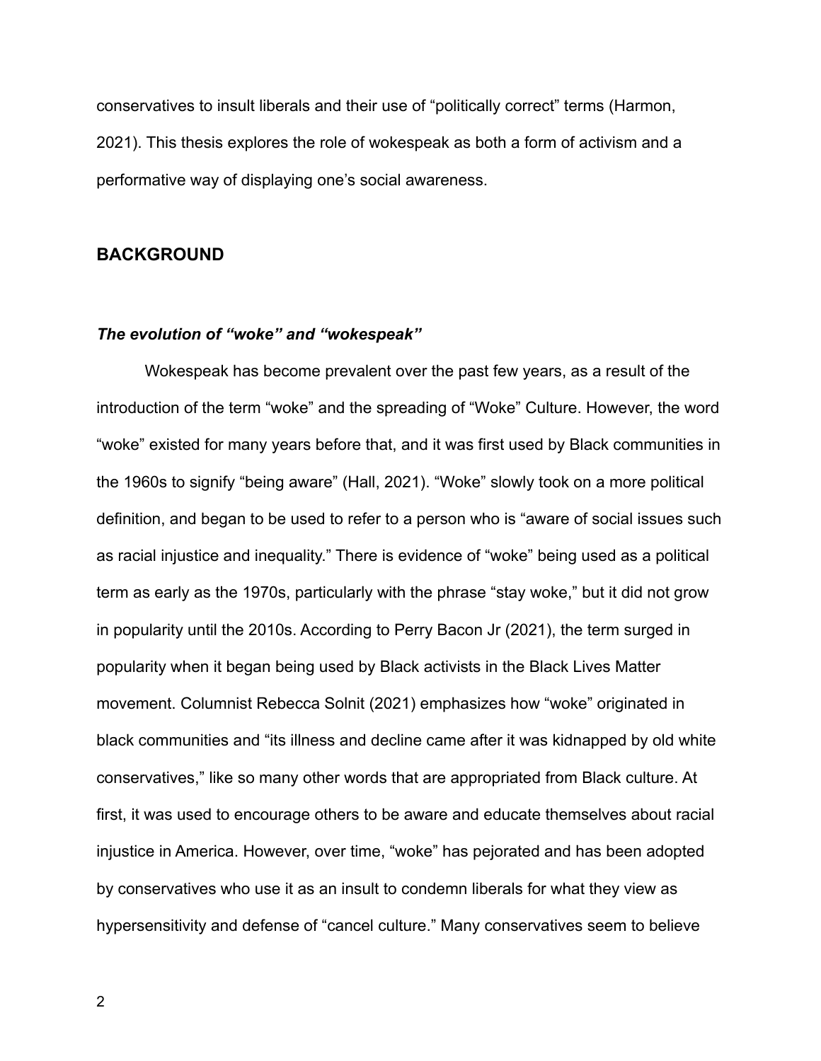conservatives to insult liberals and their use of "politically correct" terms (Harmon, 2021). This thesis explores the role of wokespeak as both a form of activism and a performative way of displaying one's social awareness.

## BACKGROUND

### ***The evolution of "woke" and "wokespeak"***

Wokespeak has become prevalent over the past few years, as a result of the introduction of the term "woke" and the spreading of "Woke" Culture. However, the word "woke" existed for many years before that, and it was first used by Black communities in the 1960s to signify "being aware" (Hall, 2021). "Woke" slowly took on a more political definition, and began to be used to refer to a person who is "aware of social issues such as racial injustice and inequality." There is evidence of "woke" being used as a political term as early as the 1970s, particularly with the phrase "stay woke," but it did not grow in popularity until the 2010s. According to Perry Bacon Jr (2021), the term surged in popularity when it began being used by Black activists in the Black Lives Matter movement. Columnist Rebecca Solnit (2021) emphasizes how "woke" originated in black communities and "its illness and decline came after it was kidnapped by old white conservatives," like so many other words that are appropriated from Black culture. At first, it was used to encourage others to be aware and educate themselves about racial injustice in America. However, over time, "woke" has pejorated and has been adopted by conservatives who use it as an insult to condemn liberals for what they view as hypersensitivity and defense of "cancel culture." Many conservatives seem to believe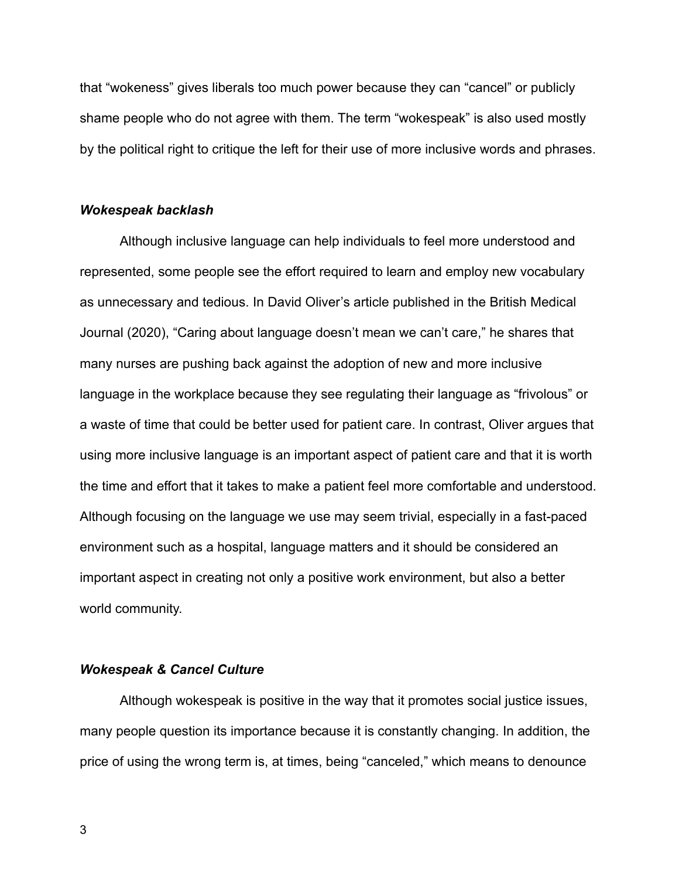that "wokeness" gives liberals too much power because they can "cancel" or publicly shame people who do not agree with them. The term "wokespeak" is also used mostly by the political right to critique the left for their use of more inclusive words and phrases.

### *Wokespeak backlash*

Although inclusive language can help individuals to feel more understood and represented, some people see the effort required to learn and employ new vocabulary as unnecessary and tedious. In David Oliver's article published in the British Medical Journal (2020), "Caring about language doesn't mean we can't care," he shares that many nurses are pushing back against the adoption of new and more inclusive language in the workplace because they see regulating their language as "frivolous" or a waste of time that could be better used for patient care. In contrast, Oliver argues that using more inclusive language is an important aspect of patient care and that it is worth the time and effort that it takes to make a patient feel more comfortable and understood. Although focusing on the language we use may seem trivial, especially in a fast-paced environment such as a hospital, language matters and it should be considered an important aspect in creating not only a positive work environment, but also a better world community.

### *Wokespeak & Cancel Culture*

Although wokespeak is positive in the way that it promotes social justice issues, many people question its importance because it is constantly changing. In addition, the price of using the wrong term is, at times, being "canceled," which means to denounce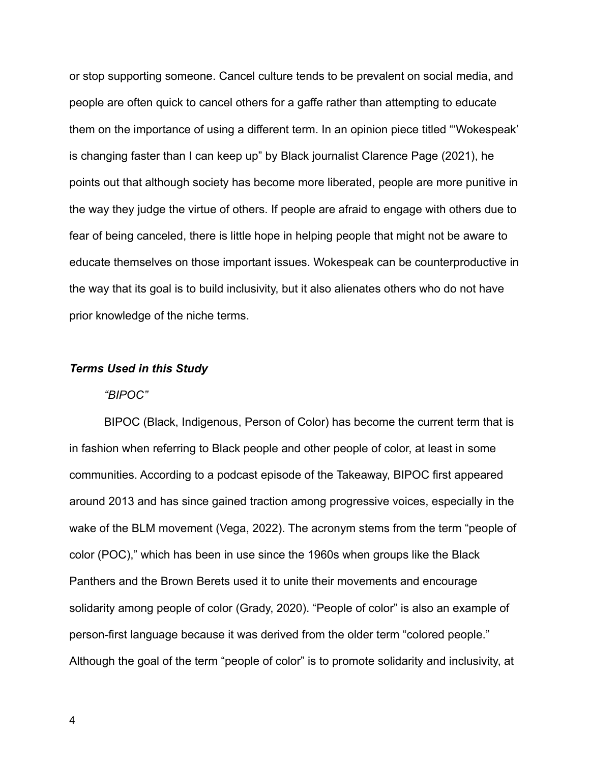or stop supporting someone. Cancel culture tends to be prevalent on social media, and people are often quick to cancel others for a gaffe rather than attempting to educate them on the importance of using a different term. In an opinion piece titled "'Wokespeak' is changing faster than I can keep up" by Black journalist Clarence Page (2021), he points out that although society has become more liberated, people are more punitive in the way they judge the virtue of others. If people are afraid to engage with others due to fear of being canceled, there is little hope in helping people that might not be aware to educate themselves on those important issues. Wokespeak can be counterproductive in the way that its goal is to build inclusivity, but it also alienates others who do not have prior knowledge of the niche terms.

### ***Terms Used in this Study***

#### *"BIPOC"*

BIPOC (Black, Indigenous, Person of Color) has become the current term that is in fashion when referring to Black people and other people of color, at least in some communities. According to a podcast episode of the Takeaway, BIPOC first appeared around 2013 and has since gained traction among progressive voices, especially in the wake of the BLM movement (Vega, 2022). The acronym stems from the term "people of color (POC)," which has been in use since the 1960s when groups like the Black Panthers and the Brown Berets used it to unite their movements and encourage solidarity among people of color (Grady, 2020). "People of color" is also an example of person-first language because it was derived from the older term "colored people." Although the goal of the term "people of color" is to promote solidarity and inclusivity, at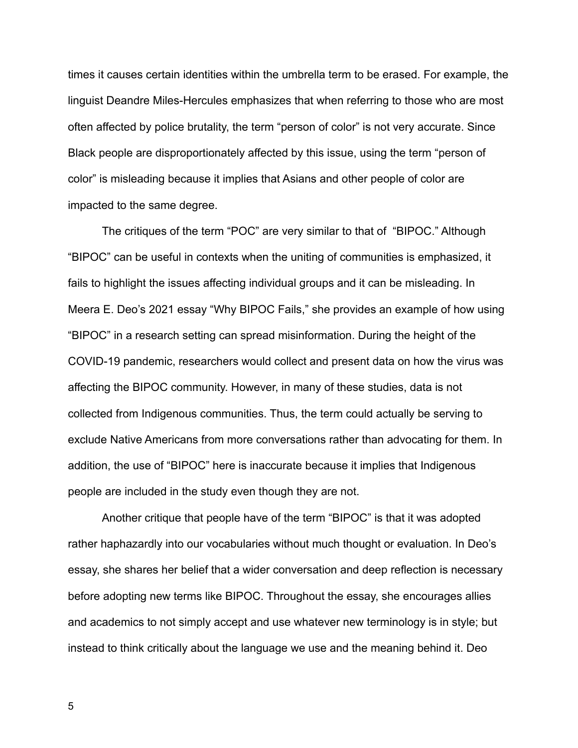times it causes certain identities within the umbrella term to be erased. For example, the linguist Deandre Miles-Hercules emphasizes that when referring to those who are most often affected by police brutality, the term "person of color" is not very accurate. Since Black people are disproportionately affected by this issue, using the term "person of color" is misleading because it implies that Asians and other people of color are impacted to the same degree.

The critiques of the term "POC" are very similar to that of "BIPOC." Although "BIPOC" can be useful in contexts when the uniting of communities is emphasized, it fails to highlight the issues affecting individual groups and it can be misleading. In Meera E. Deo's 2021 essay "Why BIPOC Fails," she provides an example of how using "BIPOC" in a research setting can spread misinformation. During the height of the COVID-19 pandemic, researchers would collect and present data on how the virus was affecting the BIPOC community. However, in many of these studies, data is not collected from Indigenous communities. Thus, the term could actually be serving to exclude Native Americans from more conversations rather than advocating for them. In addition, the use of "BIPOC" here is inaccurate because it implies that Indigenous people are included in the study even though they are not.

Another critique that people have of the term "BIPOC" is that it was adopted rather haphazardly into our vocabularies without much thought or evaluation. In Deo's essay, she shares her belief that a wider conversation and deep reflection is necessary before adopting new terms like BIPOC. Throughout the essay, she encourages allies and academics to not simply accept and use whatever new terminology is in style; but instead to think critically about the language we use and the meaning behind it. Deo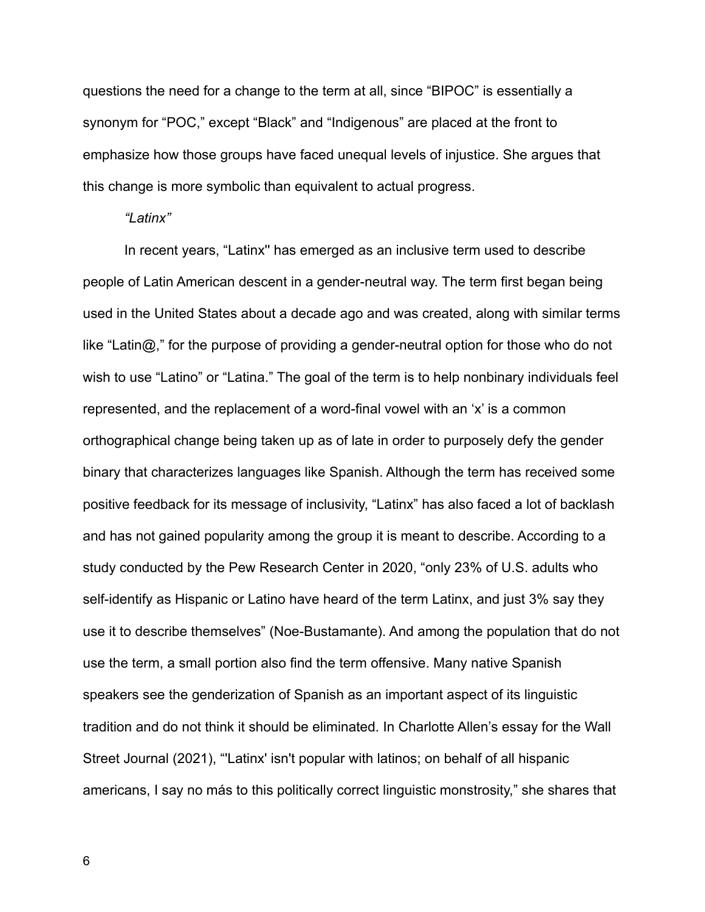questions the need for a change to the term at all, since “BIPOC” is essentially a synonym for “POC,” except “Black” and “Indigenous” are placed at the front to emphasize how those groups have faced unequal levels of injustice. She argues that this change is more symbolic than equivalent to actual progress.

*“Latinx”*

In recent years, “Latinx'' has emerged as an inclusive term used to describe people of Latin American descent in a gender-neutral way. The term first began being used in the United States about a decade ago and was created, along with similar terms like “Latin@,” for the purpose of providing a gender-neutral option for those who do not wish to use “Latino” or “Latina.” The goal of the term is to help nonbinary individuals feel represented, and the replacement of a word-final vowel with an ‘x’ is a common orthographical change being taken up as of late in order to purposely defy the gender binary that characterizes languages like Spanish. Although the term has received some positive feedback for its message of inclusivity, “Latinx” has also faced a lot of backlash and has not gained popularity among the group it is meant to describe. According to a study conducted by the Pew Research Center in 2020, “only 23% of U.S. adults who self-identify as Hispanic or Latino have heard of the term Latinx, and just 3% say they use it to describe themselves” (Noe-Bustamante). And among the population that do not use the term, a small portion also find the term offensive. Many native Spanish speakers see the genderization of Spanish as an important aspect of its linguistic tradition and do not think it should be eliminated. In Charlotte Allen’s essay for the Wall Street Journal (2021), “'Latinx' isn't popular with latinos; on behalf of all hispanic americans, I say no más to this politically correct linguistic monstrosity,” she shares that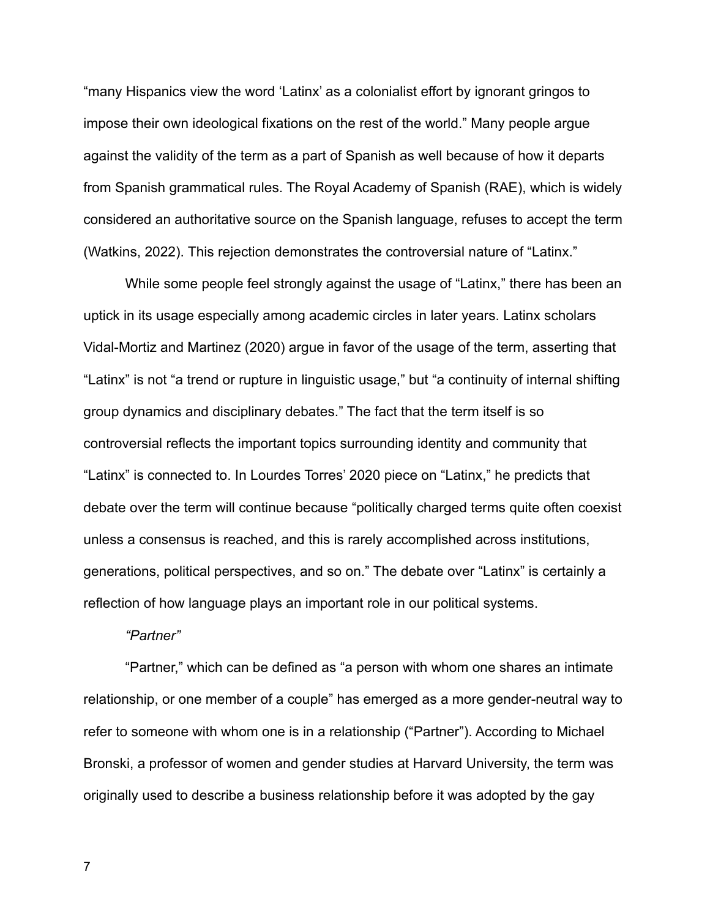"many Hispanics view the word 'Latinx' as a colonialist effort by ignorant gringos to impose their own ideological fixations on the rest of the world." Many people argue against the validity of the term as a part of Spanish as well because of how it departs from Spanish grammatical rules. The Royal Academy of Spanish (RAE), which is widely considered an authoritative source on the Spanish language, refuses to accept the term (Watkins, 2022). This rejection demonstrates the controversial nature of "Latinx."

While some people feel strongly against the usage of "Latinx," there has been an uptick in its usage especially among academic circles in later years. Latinx scholars Vidal-Mortiz and Martinez (2020) argue in favor of the usage of the term, asserting that "Latinx" is not "a trend or rupture in linguistic usage," but "a continuity of internal shifting group dynamics and disciplinary debates." The fact that the term itself is so controversial reflects the important topics surrounding identity and community that "Latinx" is connected to. In Lourdes Torres' 2020 piece on "Latinx," he predicts that debate over the term will continue because "politically charged terms quite often coexist unless a consensus is reached, and this is rarely accomplished across institutions, generations, political perspectives, and so on." The debate over "Latinx" is certainly a reflection of how language plays an important role in our political systems.

*"Partner"*

"Partner," which can be defined as "a person with whom one shares an intimate relationship, or one member of a couple" has emerged as a more gender-neutral way to refer to someone with whom one is in a relationship ("Partner"). According to Michael Bronski, a professor of women and gender studies at Harvard University, the term was originally used to describe a business relationship before it was adopted by the gay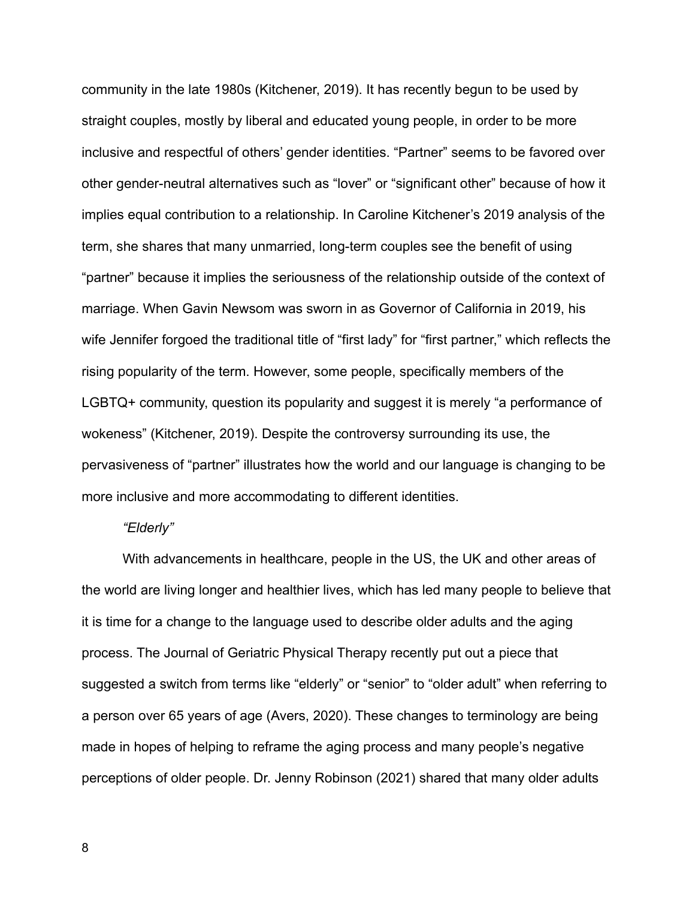community in the late 1980s (Kitchener, 2019). It has recently begun to be used by straight couples, mostly by liberal and educated young people, in order to be more inclusive and respectful of others' gender identities. "Partner" seems to be favored over other gender-neutral alternatives such as "lover" or "significant other" because of how it implies equal contribution to a relationship. In Caroline Kitchener's 2019 analysis of the term, she shares that many unmarried, long-term couples see the benefit of using "partner" because it implies the seriousness of the relationship outside of the context of marriage. When Gavin Newsom was sworn in as Governor of California in 2019, his wife Jennifer forgoed the traditional title of "first lady" for "first partner," which reflects the rising popularity of the term. However, some people, specifically members of the LGBTQ+ community, question its popularity and suggest it is merely "a performance of wokeness" (Kitchener, 2019). Despite the controversy surrounding its use, the pervasiveness of "partner" illustrates how the world and our language is changing to be more inclusive and more accommodating to different identities.

*"Elderly"*

With advancements in healthcare, people in the US, the UK and other areas of the world are living longer and healthier lives, which has led many people to believe that it is time for a change to the language used to describe older adults and the aging process. The Journal of Geriatric Physical Therapy recently put out a piece that suggested a switch from terms like "elderly" or "senior" to "older adult" when referring to a person over 65 years of age (Avers, 2020). These changes to terminology are being made in hopes of helping to reframe the aging process and many people's negative perceptions of older people. Dr. Jenny Robinson (2021) shared that many older adults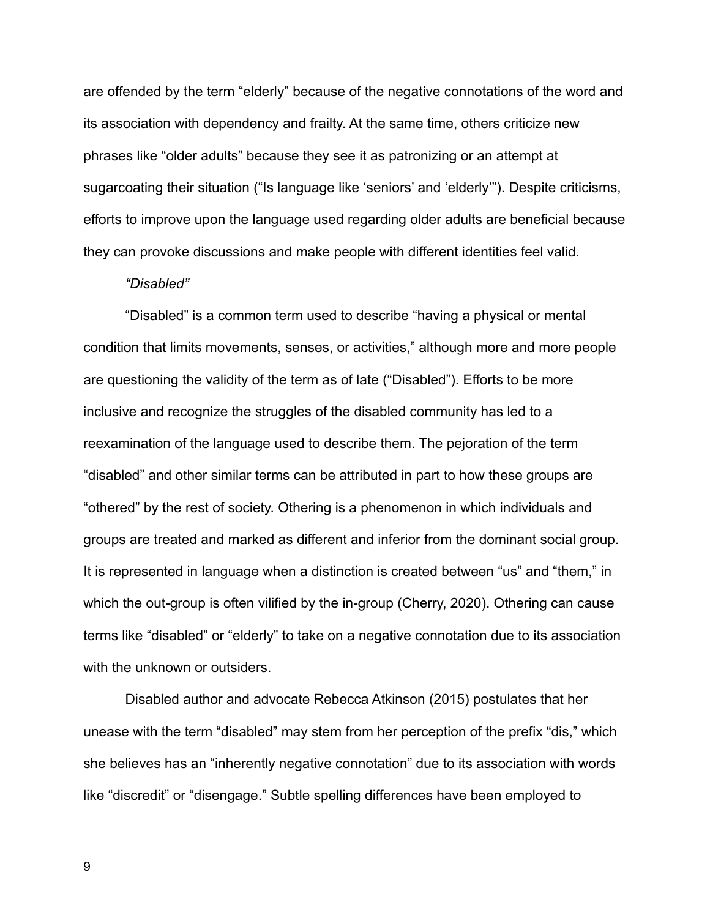are offended by the term “elderly” because of the negative connotations of the word and its association with dependency and frailty. At the same time, others criticize new phrases like “older adults” because they see it as patronizing or an attempt at sugarcoating their situation (“Is language like ‘seniors’ and ‘elderly’”). Despite criticisms, efforts to improve upon the language used regarding older adults are beneficial because they can provoke discussions and make people with different identities feel valid.

*“Disabled”*

“Disabled” is a common term used to describe “having a physical or mental condition that limits movements, senses, or activities,” although more and more people are questioning the validity of the term as of late (“Disabled”). Efforts to be more inclusive and recognize the struggles of the disabled community has led to a reexamination of the language used to describe them. The pejoration of the term “disabled” and other similar terms can be attributed in part to how these groups are “othered” by the rest of society. Othering is a phenomenon in which individuals and groups are treated and marked as different and inferior from the dominant social group. It is represented in language when a distinction is created between “us” and “them,” in which the out-group is often vilified by the in-group (Cherry, 2020). Othering can cause terms like “disabled” or “elderly” to take on a negative connotation due to its association with the unknown or outsiders.

Disabled author and advocate Rebecca Atkinson (2015) postulates that her unease with the term “disabled” may stem from her perception of the prefix “dis,” which she believes has an “inherently negative connotation” due to its association with words like “discredit” or “disengage.” Subtle spelling differences have been employed to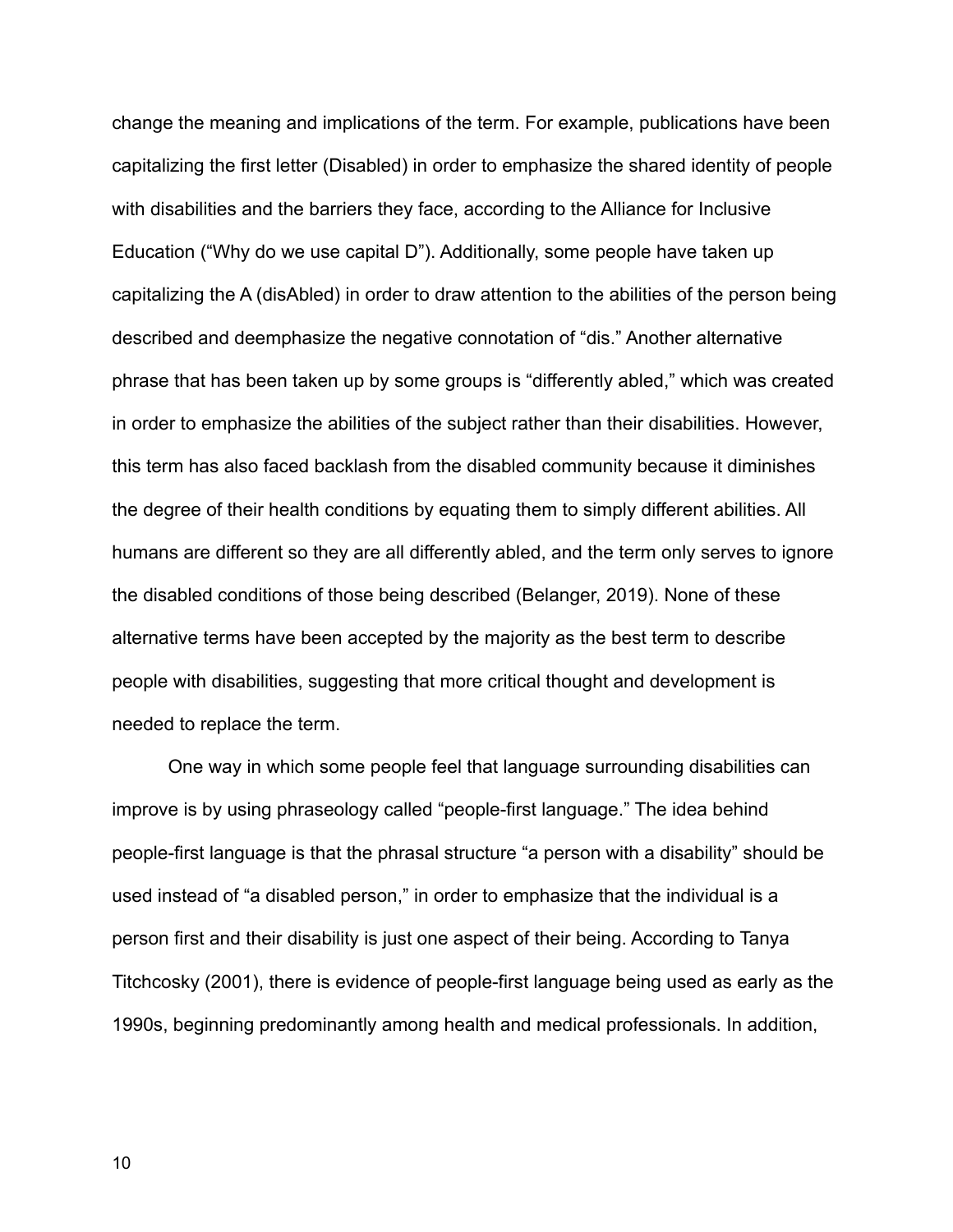change the meaning and implications of the term. For example, publications have been capitalizing the first letter (Disabled) in order to emphasize the shared identity of people with disabilities and the barriers they face, according to the Alliance for Inclusive Education ("Why do we use capital D"). Additionally, some people have taken up capitalizing the A (disAbled) in order to draw attention to the abilities of the person being described and deemphasize the negative connotation of "dis." Another alternative phrase that has been taken up by some groups is "differently abled," which was created in order to emphasize the abilities of the subject rather than their disabilities. However, this term has also faced backlash from the disabled community because it diminishes the degree of their health conditions by equating them to simply different abilities. All humans are different so they are all differently abled, and the term only serves to ignore the disabled conditions of those being described (Belanger, 2019). None of these alternative terms have been accepted by the majority as the best term to describe people with disabilities, suggesting that more critical thought and development is needed to replace the term.

One way in which some people feel that language surrounding disabilities can improve is by using phraseology called "people-first language." The idea behind people-first language is that the phrasal structure "a person with a disability" should be used instead of "a disabled person," in order to emphasize that the individual is a person first and their disability is just one aspect of their being. According to Tanya Titchcosky (2001), there is evidence of people-first language being used as early as the 1990s, beginning predominantly among health and medical professionals. In addition,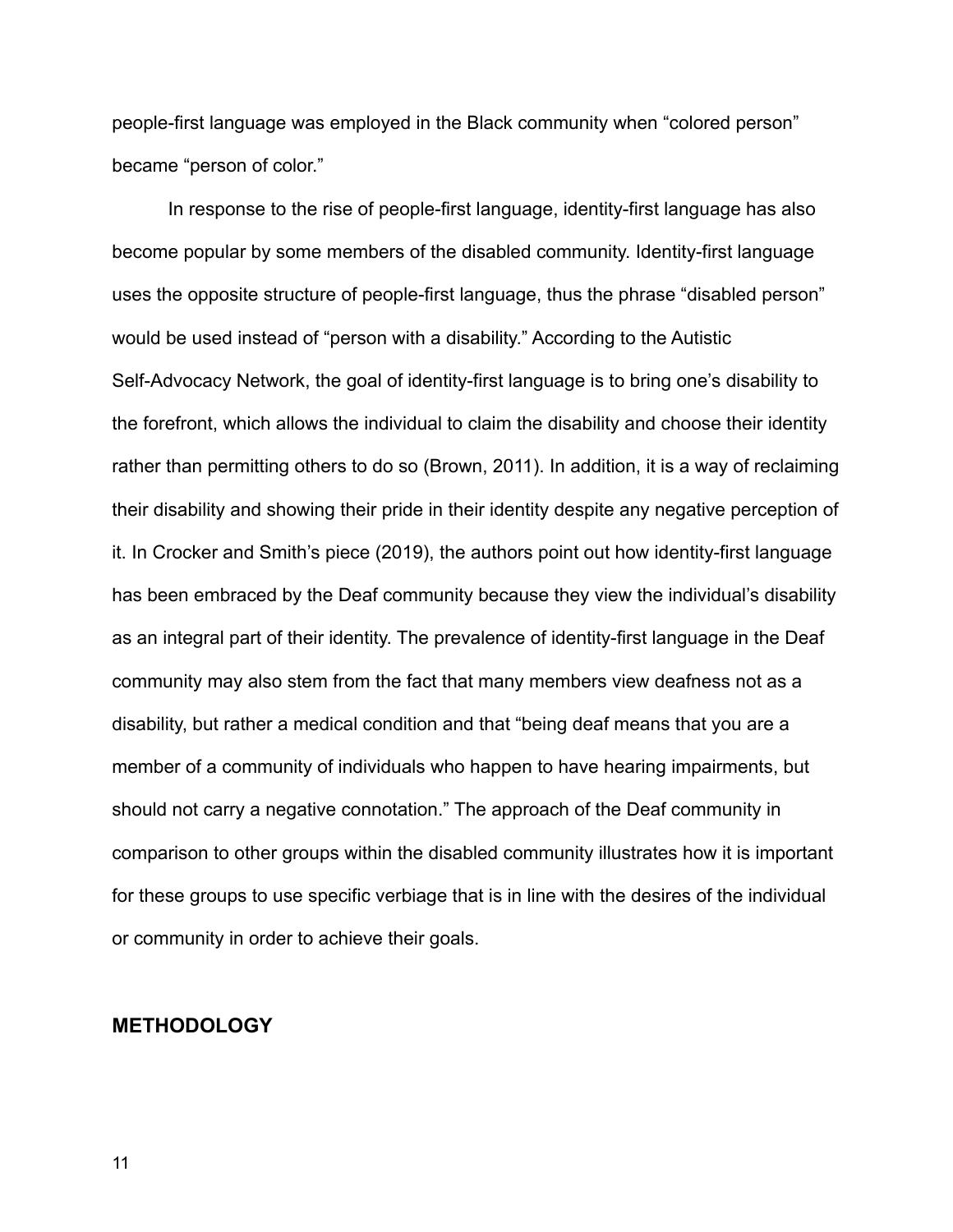people-first language was employed in the Black community when “colored person” became “person of color.”

In response to the rise of people-first language, identity-first language has also become popular by some members of the disabled community. Identity-first language uses the opposite structure of people-first language, thus the phrase “disabled person” would be used instead of “person with a disability.” According to the Autistic Self-Advocacy Network, the goal of identity-first language is to bring one’s disability to the forefront, which allows the individual to claim the disability and choose their identity rather than permitting others to do so (Brown, 2011). In addition, it is a way of reclaiming their disability and showing their pride in their identity despite any negative perception of it. In Crocker and Smith’s piece (2019), the authors point out how identity-first language has been embraced by the Deaf community because they view the individual’s disability as an integral part of their identity. The prevalence of identity-first language in the Deaf community may also stem from the fact that many members view deafness not as a disability, but rather a medical condition and that “being deaf means that you are a member of a community of individuals who happen to have hearing impairments, but should not carry a negative connotation.” The approach of the Deaf community in comparison to other groups within the disabled community illustrates how it is important for these groups to use specific verbiage that is in line with the desires of the individual or community in order to achieve their goals.

## METHODOLOGY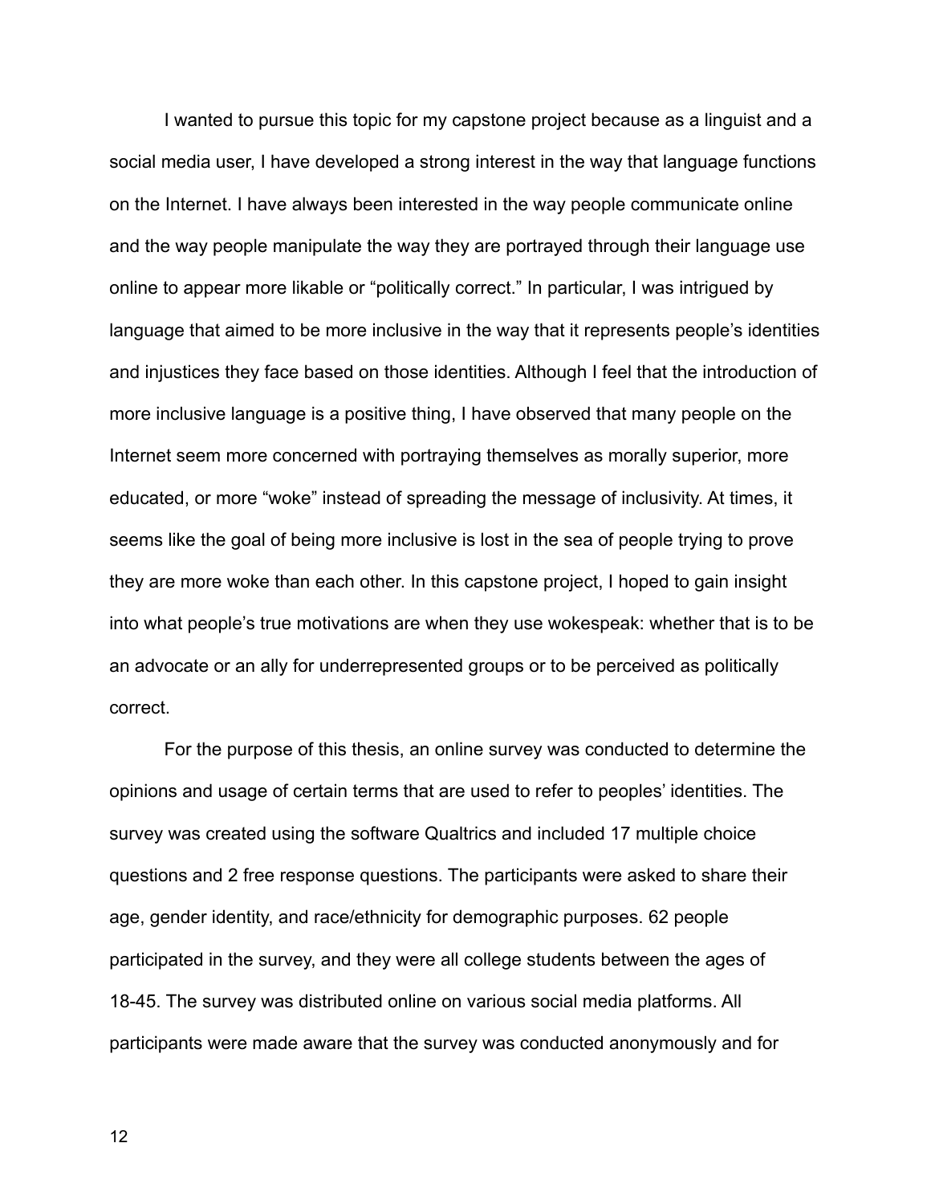I wanted to pursue this topic for my capstone project because as a linguist and a social media user, I have developed a strong interest in the way that language functions on the Internet. I have always been interested in the way people communicate online and the way people manipulate the way they are portrayed through their language use online to appear more likable or "politically correct." In particular, I was intrigued by language that aimed to be more inclusive in the way that it represents people's identities and injustices they face based on those identities. Although I feel that the introduction of more inclusive language is a positive thing, I have observed that many people on the Internet seem more concerned with portraying themselves as morally superior, more educated, or more "woke" instead of spreading the message of inclusivity. At times, it seems like the goal of being more inclusive is lost in the sea of people trying to prove they are more woke than each other. In this capstone project, I hoped to gain insight into what people's true motivations are when they use wokespeak: whether that is to be an advocate or an ally for underrepresented groups or to be perceived as politically correct.

For the purpose of this thesis, an online survey was conducted to determine the opinions and usage of certain terms that are used to refer to peoples' identities. The survey was created using the software Qualtrics and included 17 multiple choice questions and 2 free response questions. The participants were asked to share their age, gender identity, and race/ethnicity for demographic purposes. 62 people participated in the survey, and they were all college students between the ages of 18-45. The survey was distributed online on various social media platforms. All participants were made aware that the survey was conducted anonymously and for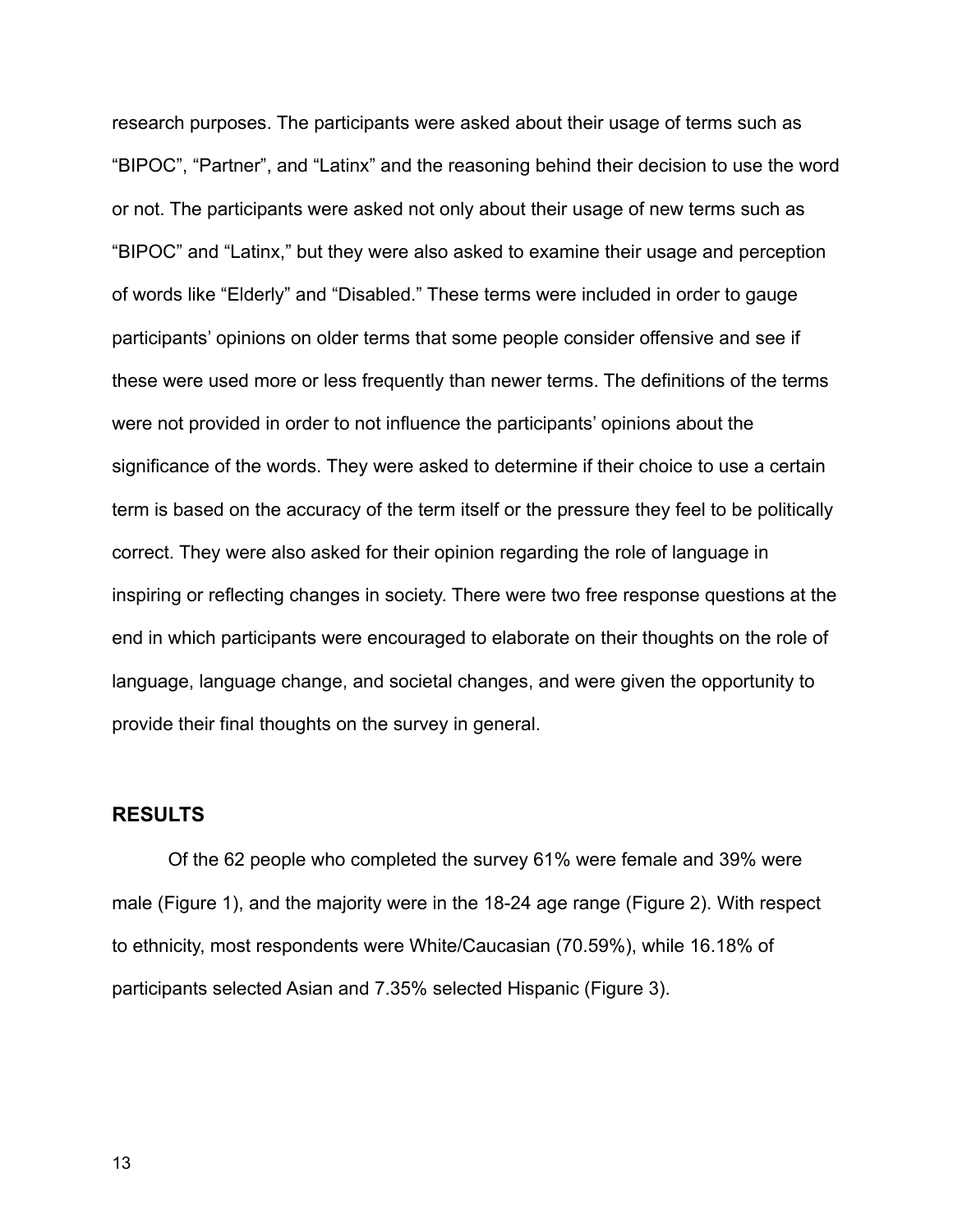research purposes. The participants were asked about their usage of terms such as "BIPOC", "Partner", and "Latinx" and the reasoning behind their decision to use the word or not. The participants were asked not only about their usage of new terms such as "BIPOC" and "Latinx," but they were also asked to examine their usage and perception of words like "Elderly" and "Disabled." These terms were included in order to gauge participants' opinions on older terms that some people consider offensive and see if these were used more or less frequently than newer terms. The definitions of the terms were not provided in order to not influence the participants' opinions about the significance of the words. They were asked to determine if their choice to use a certain term is based on the accuracy of the term itself or the pressure they feel to be politically correct. They were also asked for their opinion regarding the role of language in inspiring or reflecting changes in society. There were two free response questions at the end in which participants were encouraged to elaborate on their thoughts on the role of language, language change, and societal changes, and were given the opportunity to provide their final thoughts on the survey in general.

## RESULTS

Of the 62 people who completed the survey 61% were female and 39% were male (Figure 1), and the majority were in the 18-24 age range (Figure 2). With respect to ethnicity, most respondents were White/Caucasian (70.59%), while 16.18% of participants selected Asian and 7.35% selected Hispanic (Figure 3).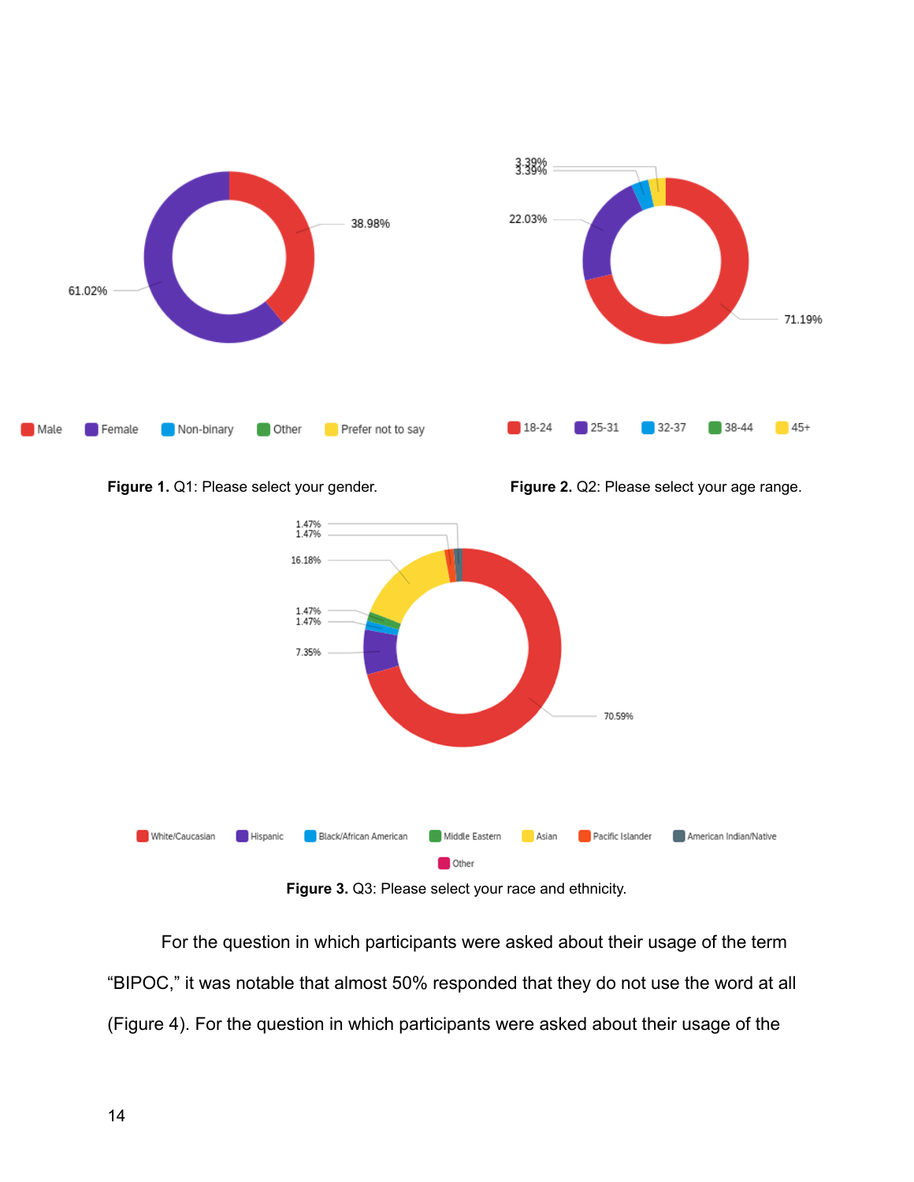**Figure 1.** Q1: Please select your gender.

**Figure 2.** Q2: Please select your age range.

**Figure 3.** Q3: Please select your race and ethnicity.

For the question in which participants were asked about their usage of the term "BIPOC," it was notable that almost 50% responded that they do not use the word at all (Figure 4). For the question in which participants were asked about their usage of the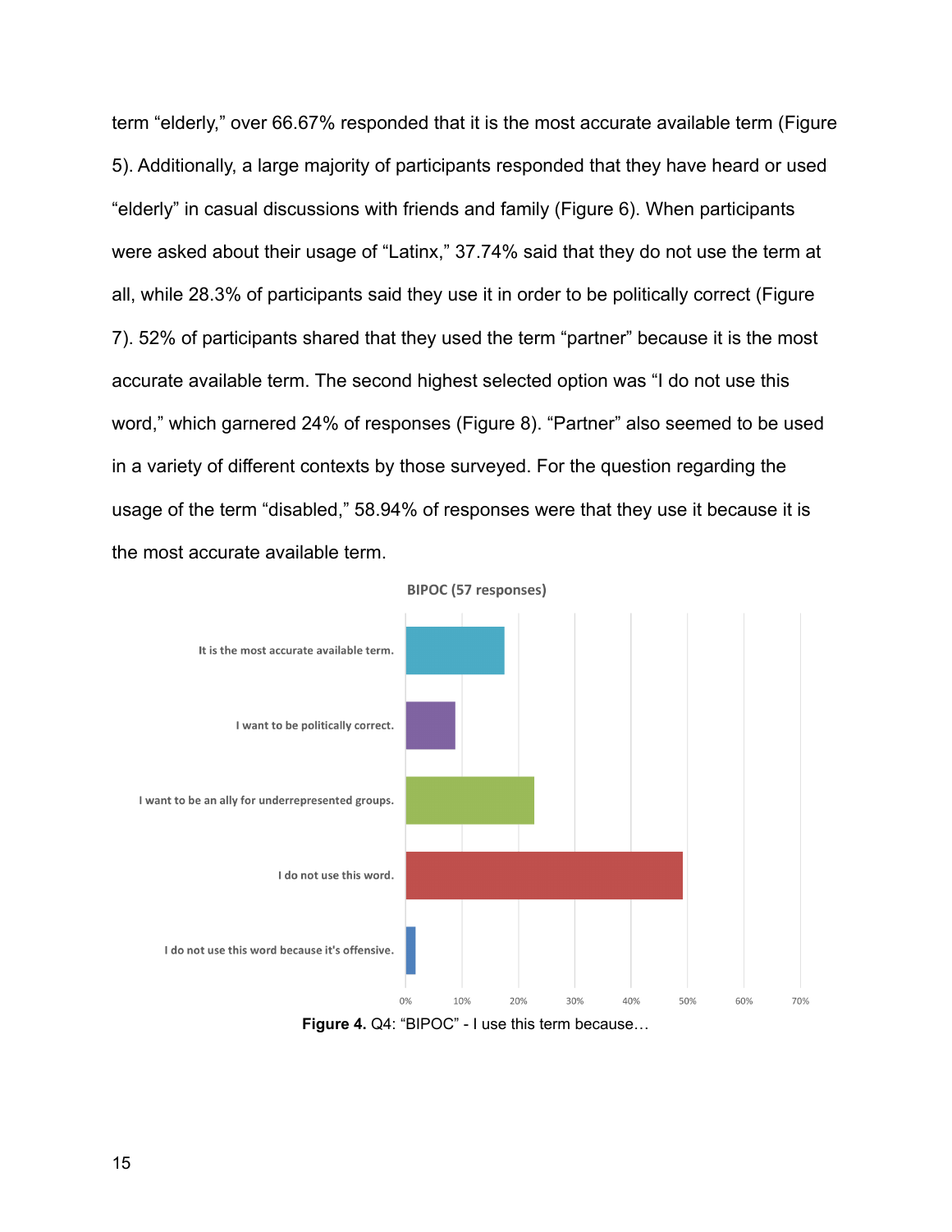term “elderly,” over 66.67% responded that it is the most accurate available term (Figure 5). Additionally, a large majority of participants responded that they have heard or used “elderly” in casual discussions with friends and family (Figure 6). When participants were asked about their usage of “Latinx,” 37.74% said that they do not use the term at all, while 28.3% of participants said they use it in order to be politically correct (Figure 7). 52% of participants shared that they used the term “partner” because it is the most accurate available term. The second highest selected option was “I do not use this word,” which garnered 24% of responses (Figure 8). “Partner” also seemed to be used in a variety of different contexts by those surveyed. For the question regarding the usage of the term “disabled,” 58.94% of responses were that they use it because it is the most accurate available term.

**Figure 4.** Q4: “BIPOC” - I use this term because…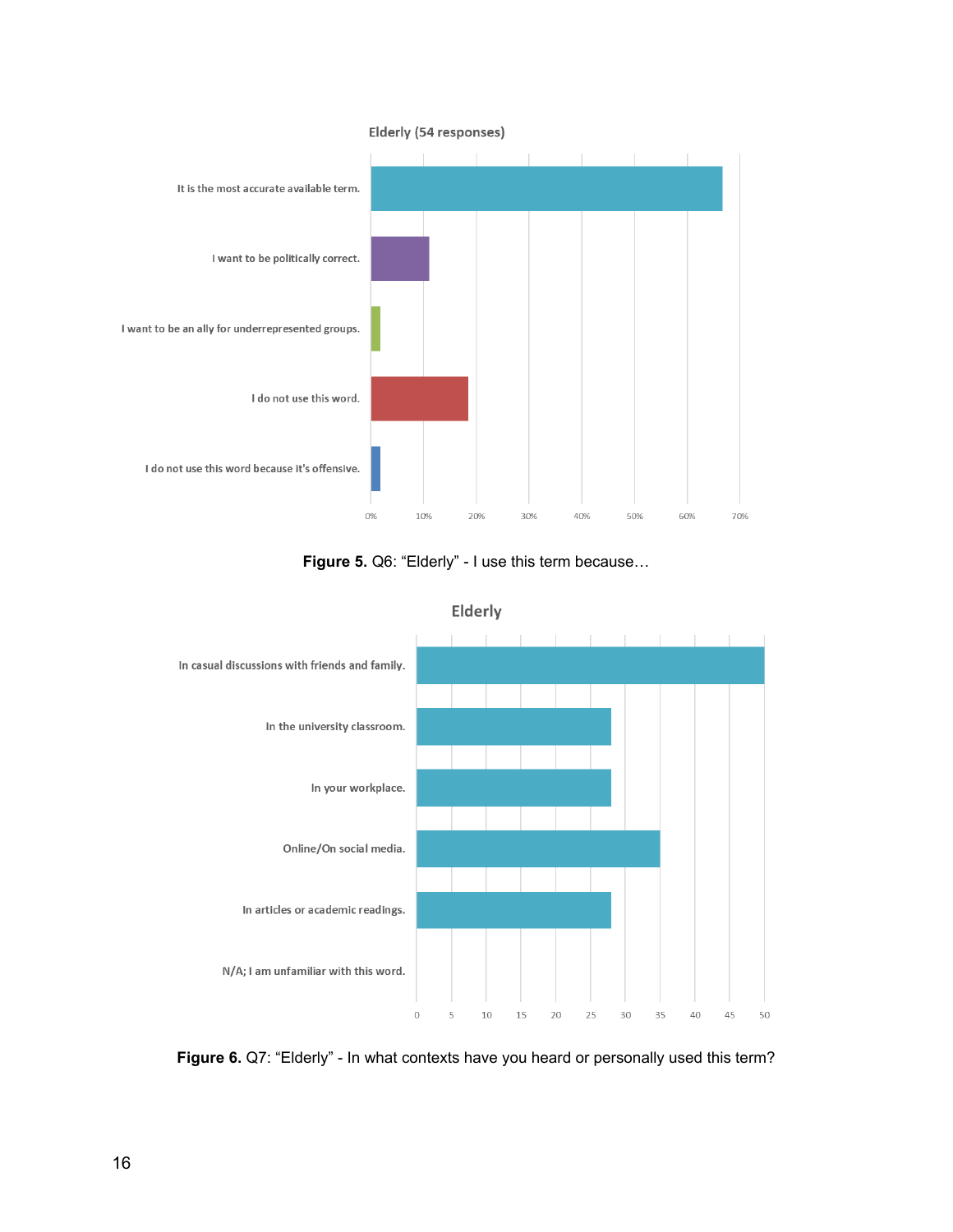**Figure 5.** Q6: “Elderly” - I use this term because…

**Figure 6.** Q7: “Elderly” - In what contexts have you heard or personally used this term?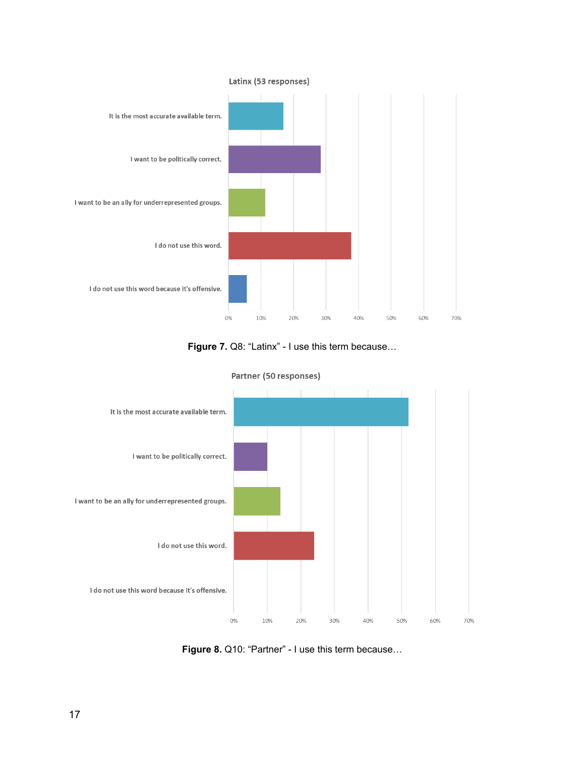Latinx (53 responses)

| Response | Approx. % |
|---|---|
| It is the most accurate available term. | ~17% |
| I want to be politically correct. | ~28% |
| I want to be an ally for underrepresented groups. | ~11% |
| I do not use this word. | ~38% |
| I do not use this word because it's offensive. | ~6% |

**Figure 7.** Q8: "Latinx" - I use this term because…

Partner (50 responses)

| Response | Approx. % |
|---|---|
| It is the most accurate available term. | ~52% |
| I want to be politically correct. | ~10% |
| I want to be an ally for underrepresented groups. | ~14% |
| I do not use this word. | ~24% |
| I do not use this word because it's offensive. | 0% |

**Figure 8.** Q10: "Partner" - I use this term because…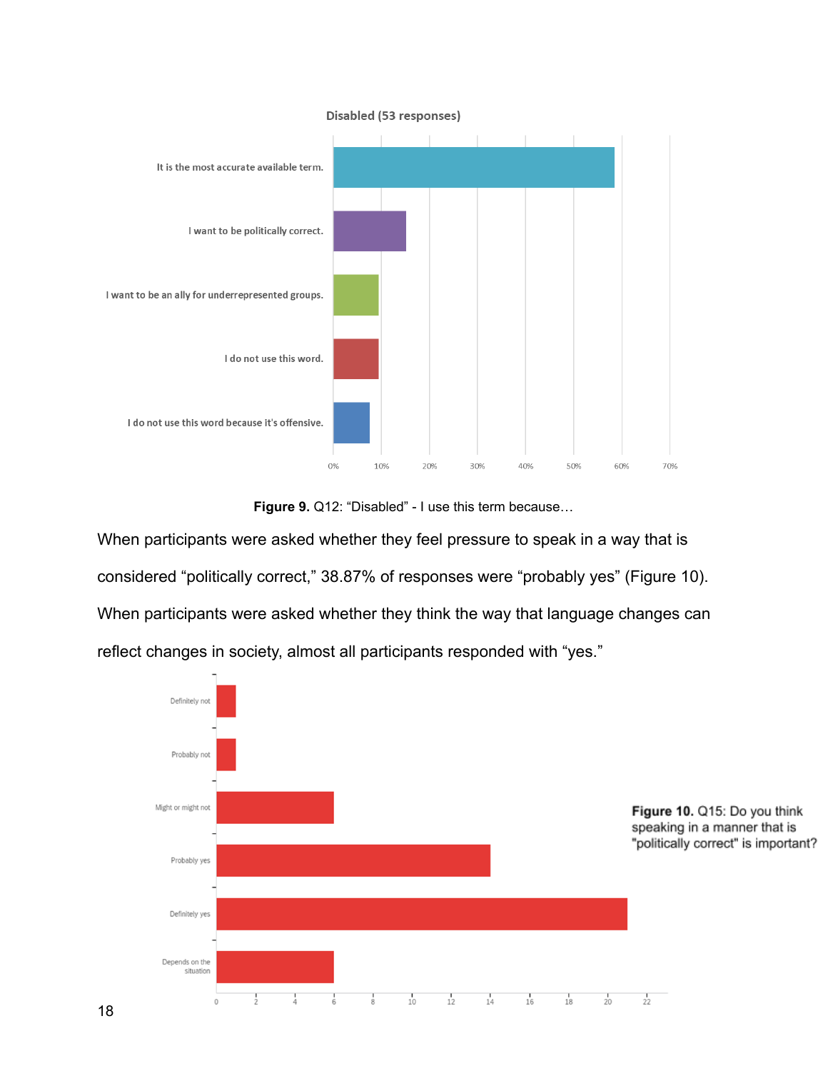Disabled (53 responses)

**Figure 9.** Q12: “Disabled” - I use this term because…

When participants were asked whether they feel pressure to speak in a way that is considered “politically correct,” 38.87% of responses were “probably yes” (Figure 10). When participants were asked whether they think the way that language changes can reflect changes in society, almost all participants responded with “yes.”

**Figure 10.** Q15: Do you think speaking in a manner that is "politically correct" is important?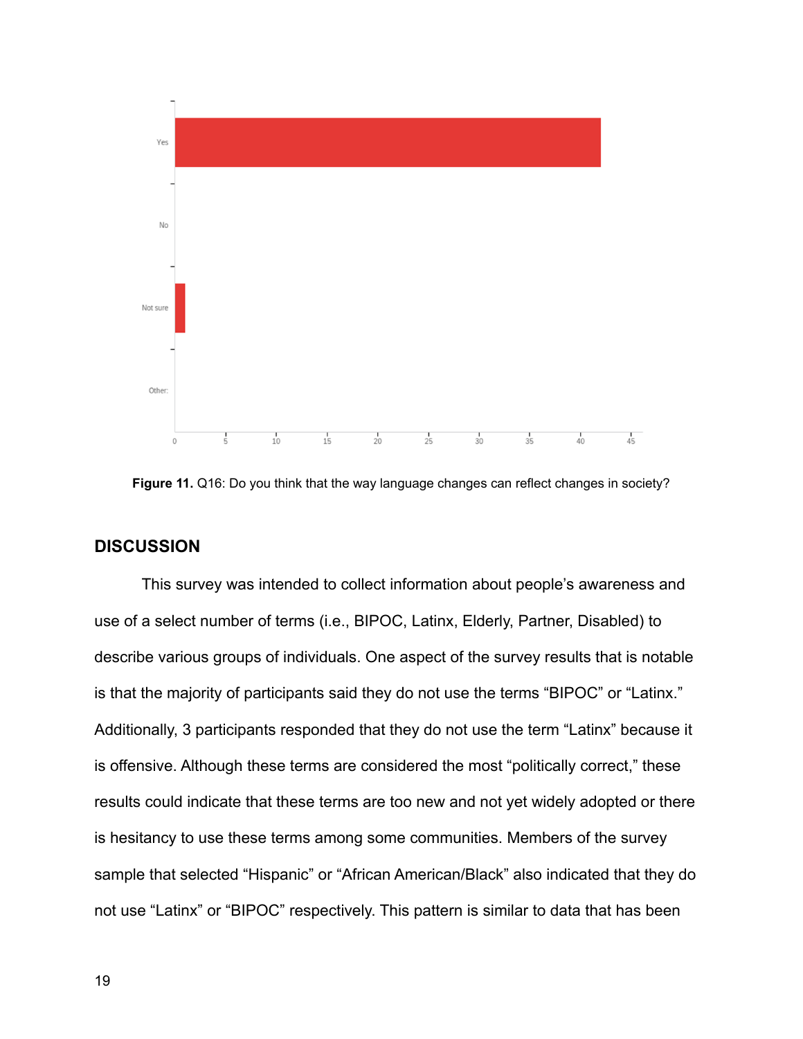**Figure 11.** Q16: Do you think that the way language changes can reflect changes in society?

## DISCUSSION

This survey was intended to collect information about people's awareness and use of a select number of terms (i.e., BIPOC, Latinx, Elderly, Partner, Disabled) to describe various groups of individuals. One aspect of the survey results that is notable is that the majority of participants said they do not use the terms "BIPOC" or "Latinx." Additionally, 3 participants responded that they do not use the term "Latinx" because it is offensive. Although these terms are considered the most "politically correct," these results could indicate that these terms are too new and not yet widely adopted or there is hesitancy to use these terms among some communities. Members of the survey sample that selected "Hispanic" or "African American/Black" also indicated that they do not use "Latinx" or "BIPOC" respectively. This pattern is similar to data that has been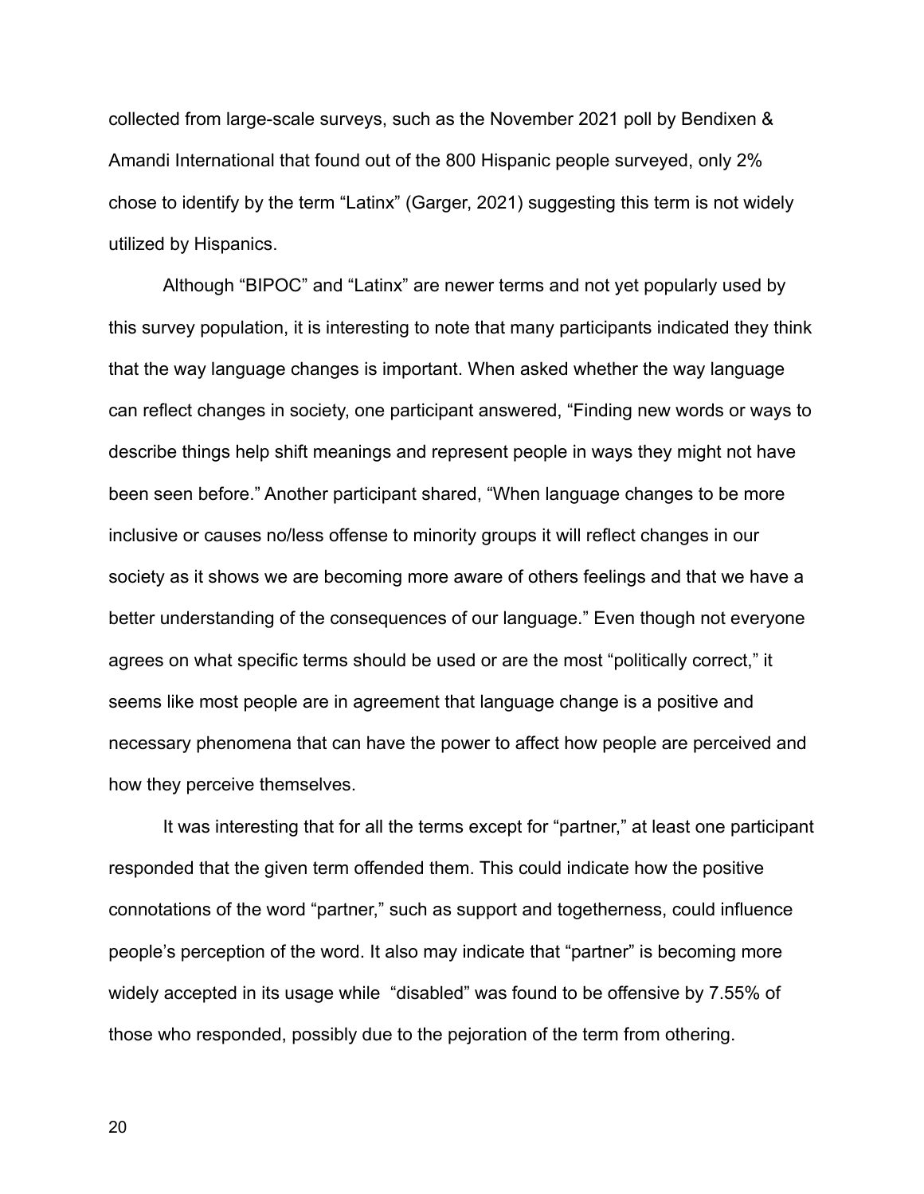collected from large-scale surveys, such as the November 2021 poll by Bendixen & Amandi International that found out of the 800 Hispanic people surveyed, only 2% chose to identify by the term "Latinx" (Garger, 2021) suggesting this term is not widely utilized by Hispanics.

Although "BIPOC" and "Latinx" are newer terms and not yet popularly used by this survey population, it is interesting to note that many participants indicated they think that the way language changes is important. When asked whether the way language can reflect changes in society, one participant answered, "Finding new words or ways to describe things help shift meanings and represent people in ways they might not have been seen before." Another participant shared, "When language changes to be more inclusive or causes no/less offense to minority groups it will reflect changes in our society as it shows we are becoming more aware of others feelings and that we have a better understanding of the consequences of our language." Even though not everyone agrees on what specific terms should be used or are the most "politically correct," it seems like most people are in agreement that language change is a positive and necessary phenomena that can have the power to affect how people are perceived and how they perceive themselves.

It was interesting that for all the terms except for "partner," at least one participant responded that the given term offended them. This could indicate how the positive connotations of the word "partner," such as support and togetherness, could influence people's perception of the word. It also may indicate that "partner" is becoming more widely accepted in its usage while "disabled" was found to be offensive by 7.55% of those who responded, possibly due to the pejoration of the term from othering.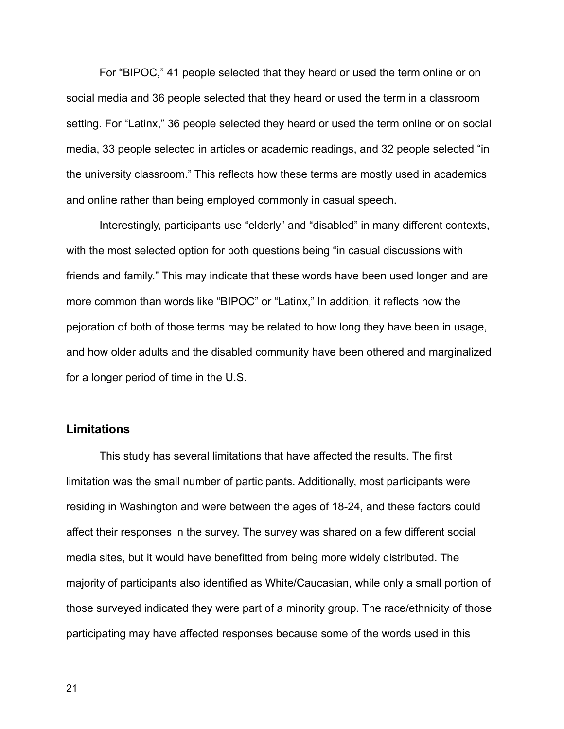For "BIPOC," 41 people selected that they heard or used the term online or on social media and 36 people selected that they heard or used the term in a classroom setting. For "Latinx," 36 people selected they heard or used the term online or on social media, 33 people selected in articles or academic readings, and 32 people selected "in the university classroom." This reflects how these terms are mostly used in academics and online rather than being employed commonly in casual speech.

Interestingly, participants use "elderly" and "disabled" in many different contexts, with the most selected option for both questions being "in casual discussions with friends and family." This may indicate that these words have been used longer and are more common than words like "BIPOC" or "Latinx," In addition, it reflects how the pejoration of both of those terms may be related to how long they have been in usage, and how older adults and the disabled community have been othered and marginalized for a longer period of time in the U.S.

### Limitations

This study has several limitations that have affected the results. The first limitation was the small number of participants. Additionally, most participants were residing in Washington and were between the ages of 18-24, and these factors could affect their responses in the survey. The survey was shared on a few different social media sites, but it would have benefitted from being more widely distributed. The majority of participants also identified as White/Caucasian, while only a small portion of those surveyed indicated they were part of a minority group. The race/ethnicity of those participating may have affected responses because some of the words used in this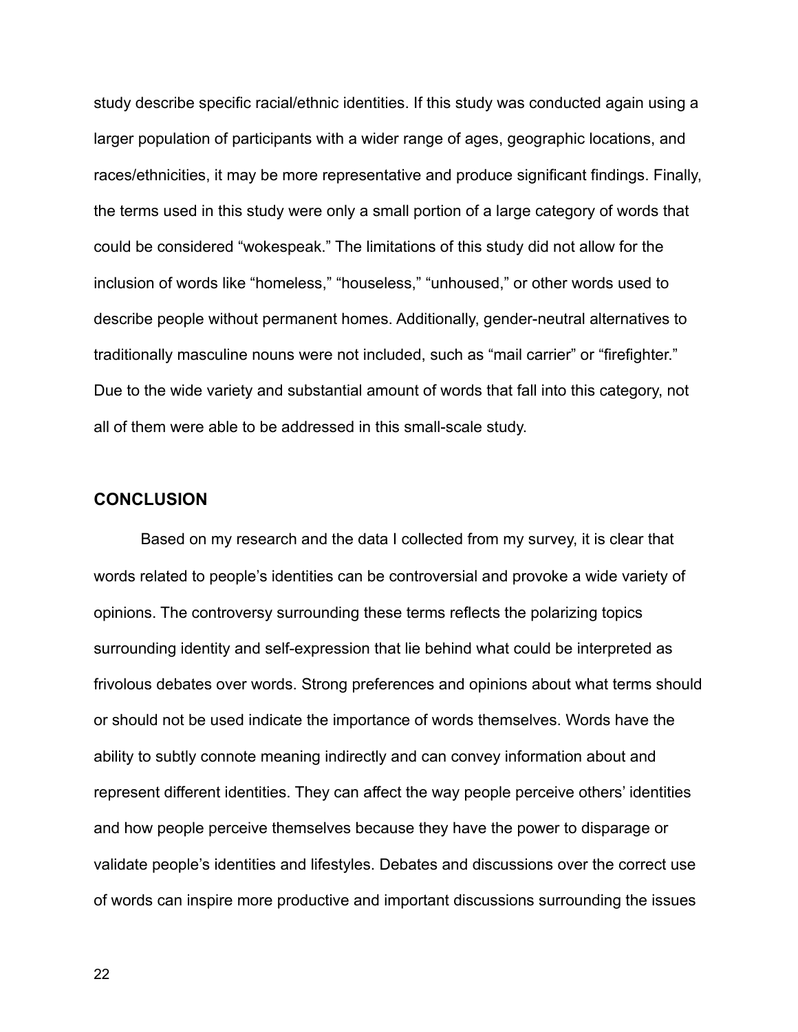study describe specific racial/ethnic identities. If this study was conducted again using a larger population of participants with a wider range of ages, geographic locations, and races/ethnicities, it may be more representative and produce significant findings. Finally, the terms used in this study were only a small portion of a large category of words that could be considered "wokespeak." The limitations of this study did not allow for the inclusion of words like "homeless," "houseless," "unhoused," or other words used to describe people without permanent homes. Additionally, gender-neutral alternatives to traditionally masculine nouns were not included, such as "mail carrier" or "firefighter." Due to the wide variety and substantial amount of words that fall into this category, not all of them were able to be addressed in this small-scale study.

## CONCLUSION

Based on my research and the data I collected from my survey, it is clear that words related to people's identities can be controversial and provoke a wide variety of opinions. The controversy surrounding these terms reflects the polarizing topics surrounding identity and self-expression that lie behind what could be interpreted as frivolous debates over words. Strong preferences and opinions about what terms should or should not be used indicate the importance of words themselves. Words have the ability to subtly connote meaning indirectly and can convey information about and represent different identities. They can affect the way people perceive others' identities and how people perceive themselves because they have the power to disparage or validate people's identities and lifestyles. Debates and discussions over the correct use of words can inspire more productive and important discussions surrounding the issues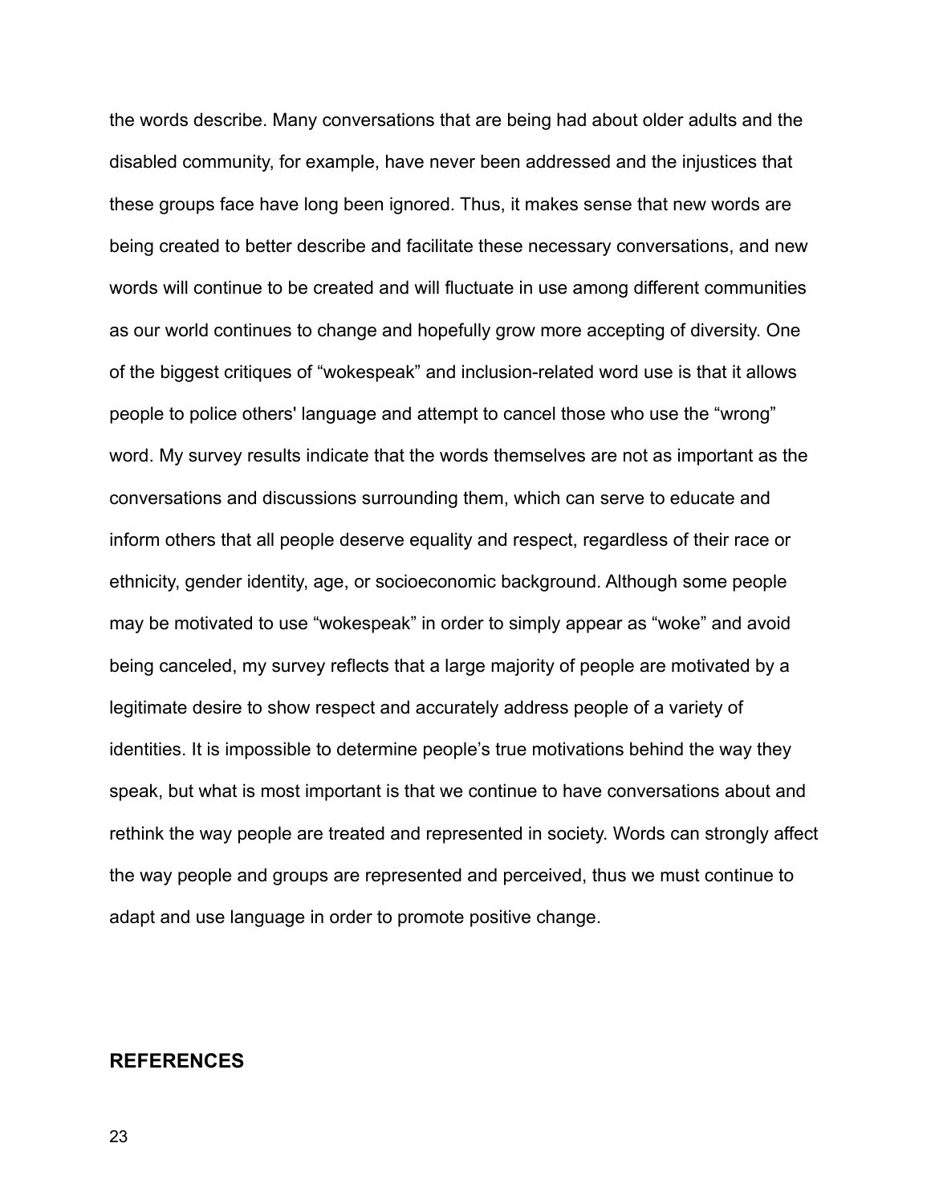the words describe. Many conversations that are being had about older adults and the disabled community, for example, have never been addressed and the injustices that these groups face have long been ignored. Thus, it makes sense that new words are being created to better describe and facilitate these necessary conversations, and new words will continue to be created and will fluctuate in use among different communities as our world continues to change and hopefully grow more accepting of diversity. One of the biggest critiques of “wokespeak” and inclusion-related word use is that it allows people to police others' language and attempt to cancel those who use the “wrong” word. My survey results indicate that the words themselves are not as important as the conversations and discussions surrounding them, which can serve to educate and inform others that all people deserve equality and respect, regardless of their race or ethnicity, gender identity, age, or socioeconomic background. Although some people may be motivated to use “wokespeak” in order to simply appear as “woke” and avoid being canceled, my survey reflects that a large majority of people are motivated by a legitimate desire to show respect and accurately address people of a variety of identities. It is impossible to determine people’s true motivations behind the way they speak, but what is most important is that we continue to have conversations about and rethink the way people are treated and represented in society. Words can strongly affect the way people and groups are represented and perceived, thus we must continue to adapt and use language in order to promote positive change.

## REFERENCES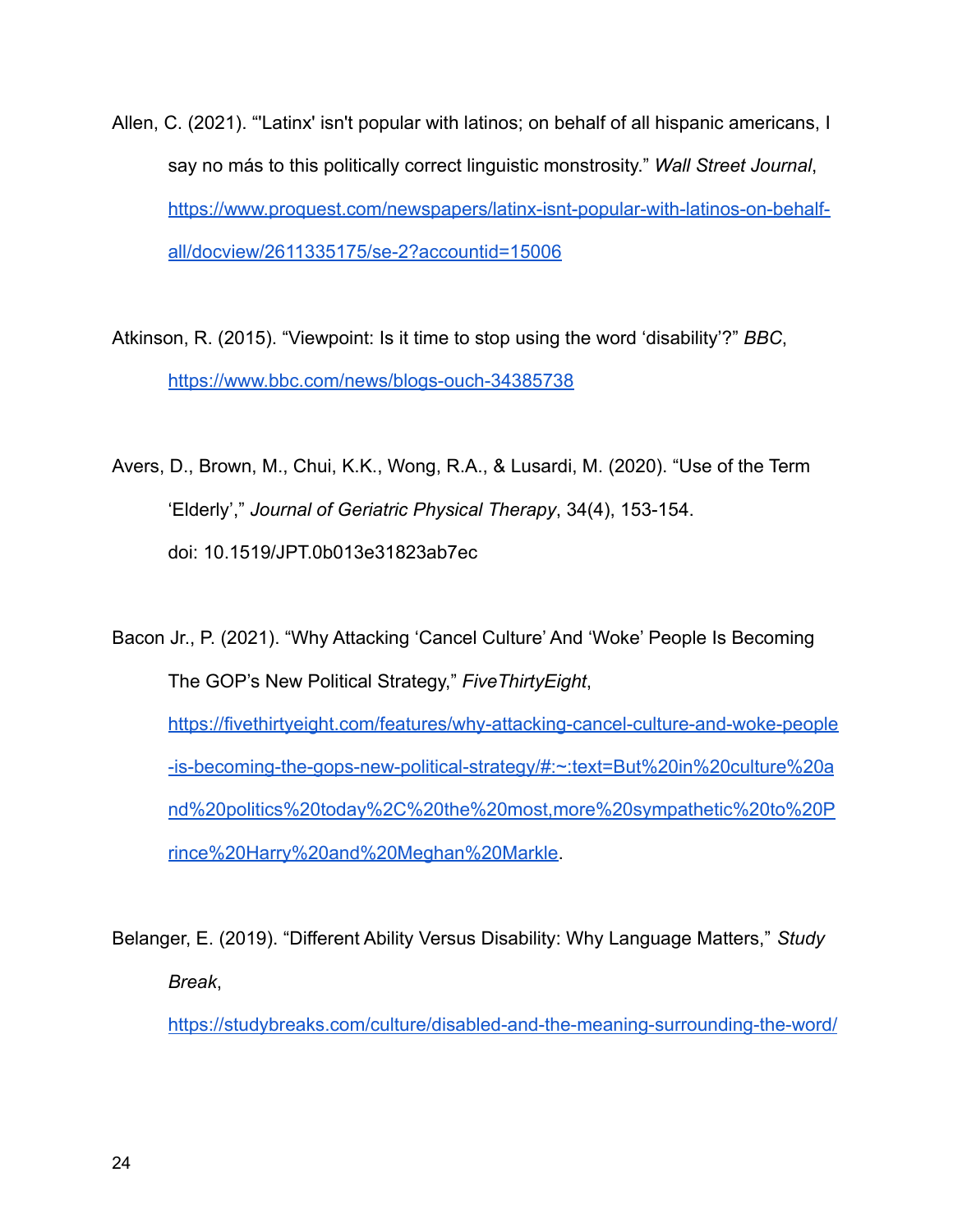Allen, C. (2021). “'Latinx' isn't popular with latinos; on behalf of all hispanic americans, I say no más to this politically correct linguistic monstrosity.” *Wall Street Journal*, [https://www.proquest.com/newspapers/latinx-isnt-popular-with-latinos-on-behalf-all/docview/2611335175/se-2?accountid=15006](https://www.proquest.com/newspapers/latinx-isnt-popular-with-latinos-on-behalf-all/docview/2611335175/se-2?accountid=15006)

Atkinson, R. (2015). “Viewpoint: Is it time to stop using the word ‘disability’?” *BBC*, [https://www.bbc.com/news/blogs-ouch-34385738](https://www.bbc.com/news/blogs-ouch-34385738)

Avers, D., Brown, M., Chui, K.K., Wong, R.A., & Lusardi, M. (2020). “Use of the Term ‘Elderly’,” *Journal of Geriatric Physical Therapy*, 34(4), 153-154. doi: 10.1519/JPT.0b013e31823ab7ec

Bacon Jr., P. (2021). “Why Attacking ‘Cancel Culture’ And ‘Woke’ People Is Becoming The GOP’s New Political Strategy,” *FiveThirtyEight*, [https://fivethirtyeight.com/features/why-attacking-cancel-culture-and-woke-people-is-becoming-the-gops-new-political-strategy/#:~:text=But%20in%20culture%20and%20politics%20today%2C%20the%20most,more%20sympathetic%20to%20Prince%20Harry%20and%20Meghan%20Markle](https://fivethirtyeight.com/features/why-attacking-cancel-culture-and-woke-people-is-becoming-the-gops-new-political-strategy/#:~:text=But%20in%20culture%20and%20politics%20today%2C%20the%20most,more%20sympathetic%20to%20Prince%20Harry%20and%20Meghan%20Markle).

Belanger, E. (2019). “Different Ability Versus Disability: Why Language Matters,” *Study Break*, [https://studybreaks.com/culture/disabled-and-the-meaning-surrounding-the-word/](https://studybreaks.com/culture/disabled-and-the-meaning-surrounding-the-word/)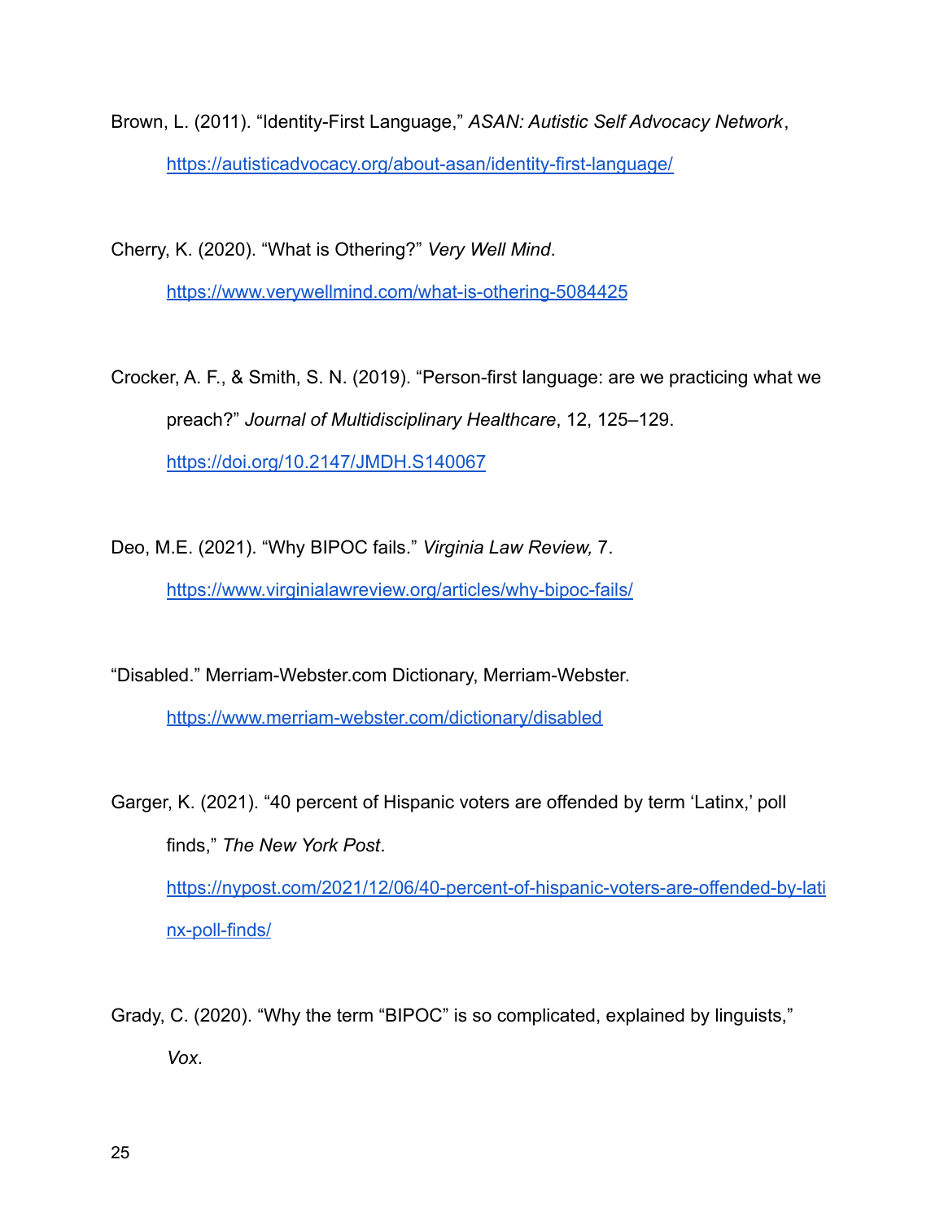Brown, L. (2011). "Identity-First Language," *ASAN: Autistic Self Advocacy Network*, https://autisticadvocacy.org/about-asan/identity-first-language/

Cherry, K. (2020). "What is Othering?" *Very Well Mind*. https://www.verywellmind.com/what-is-othering-5084425

Crocker, A. F., & Smith, S. N. (2019). "Person-first language: are we practicing what we preach?" *Journal of Multidisciplinary Healthcare*, 12, 125–129. https://doi.org/10.2147/JMDH.S140067

Deo, M.E. (2021). "Why BIPOC fails." *Virginia Law Review,* 7. https://www.virginialawreview.org/articles/why-bipoc-fails/

"Disabled." Merriam-Webster.com Dictionary, Merriam-Webster. https://www.merriam-webster.com/dictionary/disabled

Garger, K. (2021). "40 percent of Hispanic voters are offended by term 'Latinx,' poll finds," *The New York Post*. https://nypost.com/2021/12/06/40-percent-of-hispanic-voters-are-offended-by-latinx-poll-finds/

Grady, C. (2020). "Why the term "BIPOC" is so complicated, explained by linguists," *Vox*.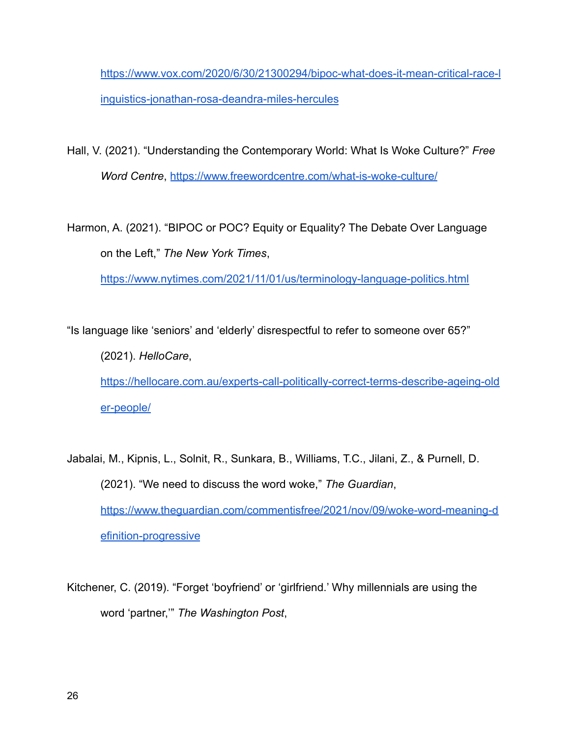https://www.vox.com/2020/6/30/21300294/bipoc-what-does-it-mean-critical-race-linguistics-jonathan-rosa-deandra-miles-hercules

Hall, V. (2021). "Understanding the Contemporary World: What Is Woke Culture?" *Free Word Centre*, https://www.freewordcentre.com/what-is-woke-culture/

Harmon, A. (2021). "BIPOC or POC? Equity or Equality? The Debate Over Language on the Left," *The New York Times*, https://www.nytimes.com/2021/11/01/us/terminology-language-politics.html

"Is language like 'seniors' and 'elderly' disrespectful to refer to someone over 65?" (2021). *HelloCare*, https://hellocare.com.au/experts-call-politically-correct-terms-describe-ageing-older-people/

Jabalai, M., Kipnis, L., Solnit, R., Sunkara, B., Williams, T.C., Jilani, Z., & Purnell, D. (2021). "We need to discuss the word woke," *The Guardian*, https://www.theguardian.com/commentisfree/2021/nov/09/woke-word-meaning-definition-progressive

Kitchener, C. (2019). "Forget 'boyfriend' or 'girlfriend.' Why millennials are using the word 'partner,'" *The Washington Post*,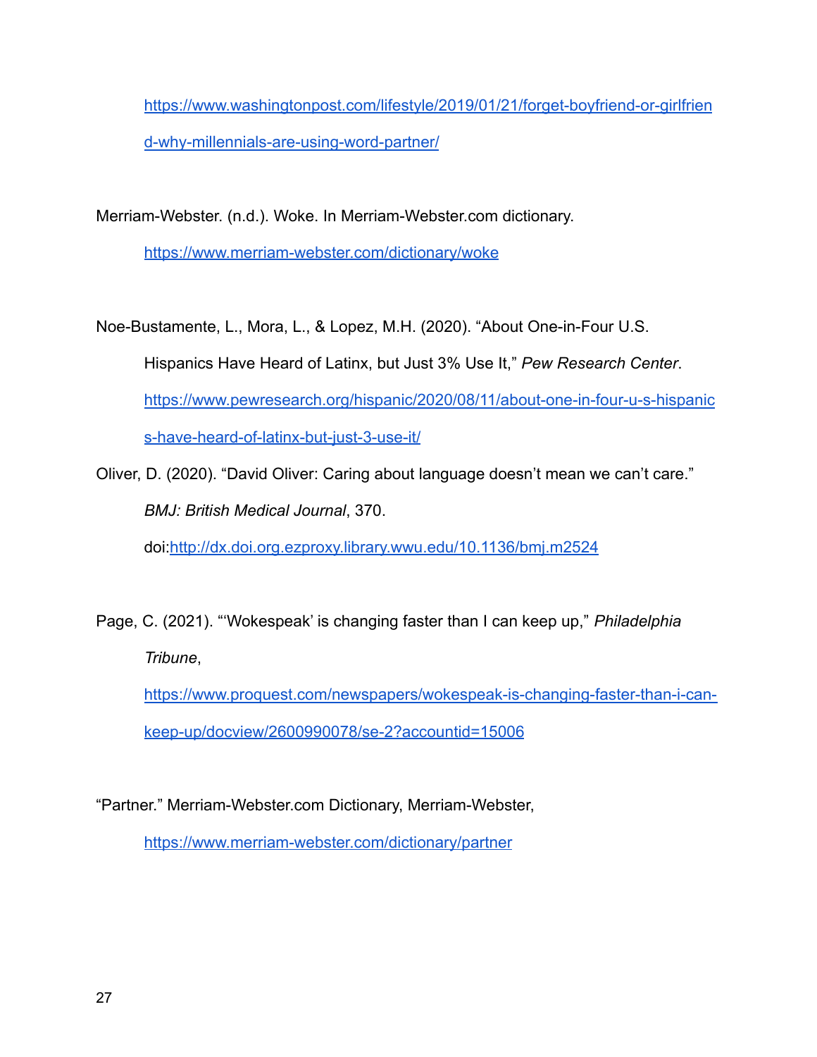https://www.washingtonpost.com/lifestyle/2019/01/21/forget-boyfriend-or-girlfriend-why-millennials-are-using-word-partner/

Merriam-Webster. (n.d.). Woke. In Merriam-Webster.com dictionary. https://www.merriam-webster.com/dictionary/woke

Noe-Bustamente, L., Mora, L., & Lopez, M.H. (2020). "About One-in-Four U.S. Hispanics Have Heard of Latinx, but Just 3% Use It," *Pew Research Center*. https://www.pewresearch.org/hispanic/2020/08/11/about-one-in-four-u-s-hispanics-have-heard-of-latinx-but-just-3-use-it/

Oliver, D. (2020). "David Oliver: Caring about language doesn't mean we can't care." *BMJ: British Medical Journal*, 370. doi:http://dx.doi.org.ezproxy.library.wwu.edu/10.1136/bmj.m2524

Page, C. (2021). "'Wokespeak' is changing faster than I can keep up," *Philadelphia Tribune*, https://www.proquest.com/newspapers/wokespeak-is-changing-faster-than-i-can-keep-up/docview/2600990078/se-2?accountid=15006

"Partner." Merriam-Webster.com Dictionary, Merriam-Webster, https://www.merriam-webster.com/dictionary/partner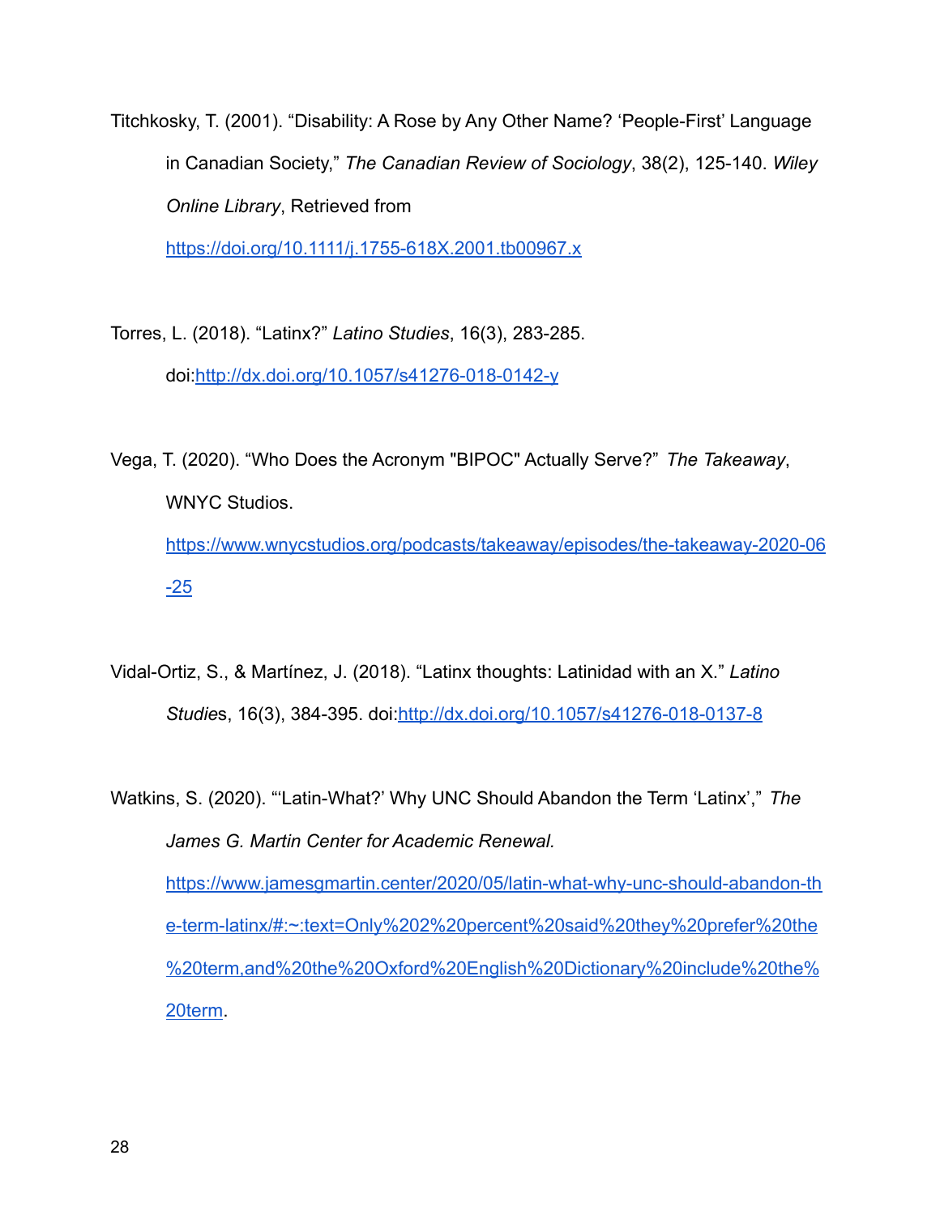Titchkosky, T. (2001). "Disability: A Rose by Any Other Name? 'People-First' Language in Canadian Society," *The Canadian Review of Sociology*, 38(2), 125-140. *Wiley Online Library*, Retrieved from https://doi.org/10.1111/j.1755-618X.2001.tb00967.x

Torres, L. (2018). "Latinx?" *Latino Studies*, 16(3), 283-285. doi:http://dx.doi.org/10.1057/s41276-018-0142-y

Vega, T. (2020). "Who Does the Acronym "BIPOC" Actually Serve?" *The Takeaway*, WNYC Studios. https://www.wnycstudios.org/podcasts/takeaway/episodes/the-takeaway-2020-06-25

Vidal-Ortiz, S., & Martínez, J. (2018). "Latinx thoughts: Latinidad with an X." *Latino Studie*s, 16(3), 384-395. doi:http://dx.doi.org/10.1057/s41276-018-0137-8

Watkins, S. (2020). "'Latin-What?' Why UNC Should Abandon the Term 'Latinx'," *The James G. Martin Center for Academic Renewal.* https://www.jamesgmartin.center/2020/05/latin-what-why-unc-should-abandon-the-term-latinx/#:~:text=Only%202%20percent%20said%20they%20prefer%20the%20term,and%20the%20Oxford%20English%20Dictionary%20include%20the%20term.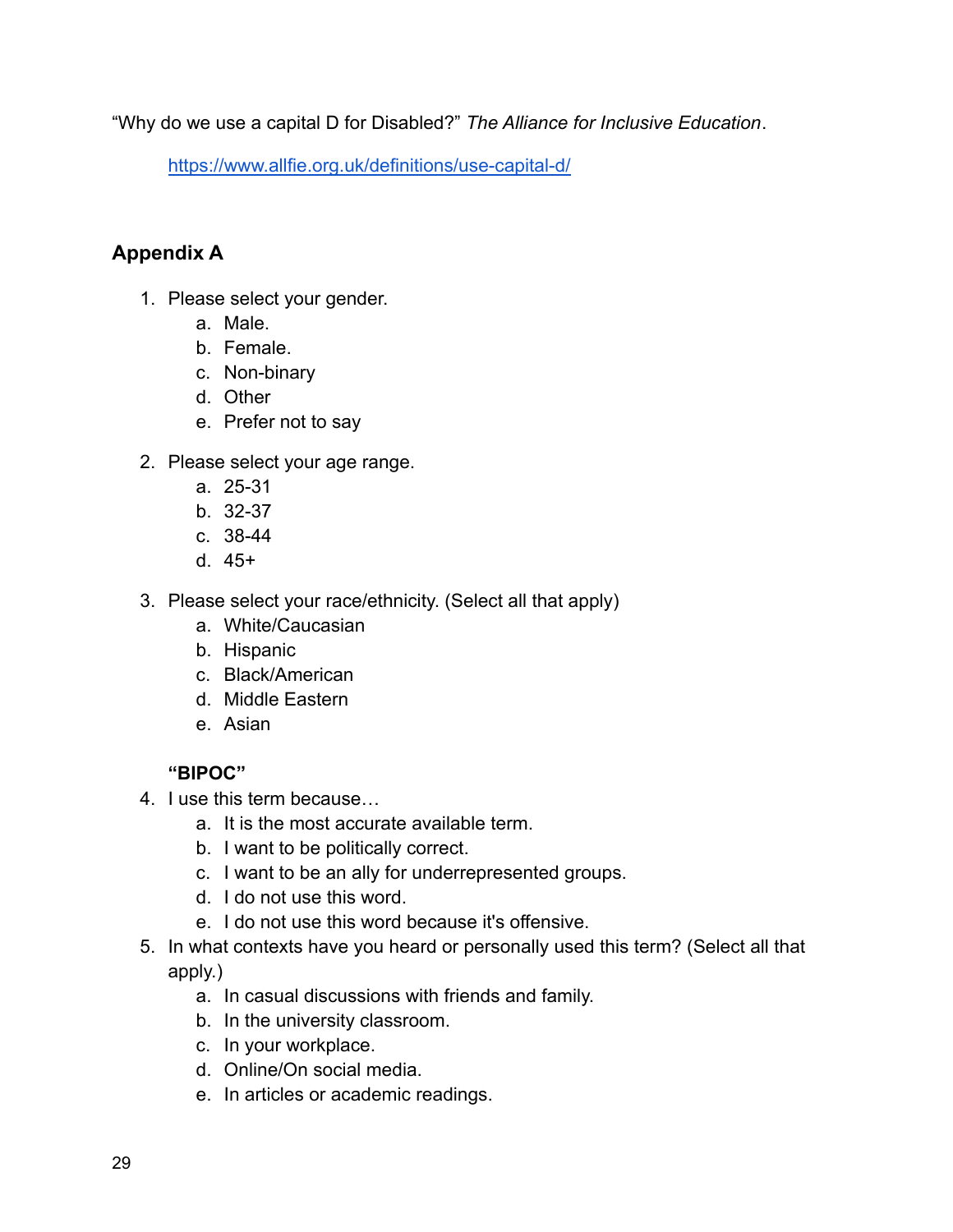"Why do we use a capital D for Disabled?" *The Alliance for Inclusive Education*.

[https://www.allfie.org.uk/definitions/use-capital-d/](https://www.allfie.org.uk/definitions/use-capital-d/)

## Appendix A

1. Please select your gender.
   a. Male.
   b. Female.
   c. Non-binary
   d. Other
   e. Prefer not to say

2. Please select your age range.
   a. 25-31
   b. 32-37
   c. 38-44
   d. 45+

3. Please select your race/ethnicity. (Select all that apply)
   a. White/Caucasian
   b. Hispanic
   c. Black/American
   d. Middle Eastern
   e. Asian

   **"BIPOC"**

4. I use this term because…
   a. It is the most accurate available term.
   b. I want to be politically correct.
   c. I want to be an ally for underrepresented groups.
   d. I do not use this word.
   e. I do not use this word because it's offensive.

5. In what contexts have you heard or personally used this term? (Select all that apply.)
   a. In casual discussions with friends and family.
   b. In the university classroom.
   c. In your workplace.
   d. Online/On social media.
   e. In articles or academic readings.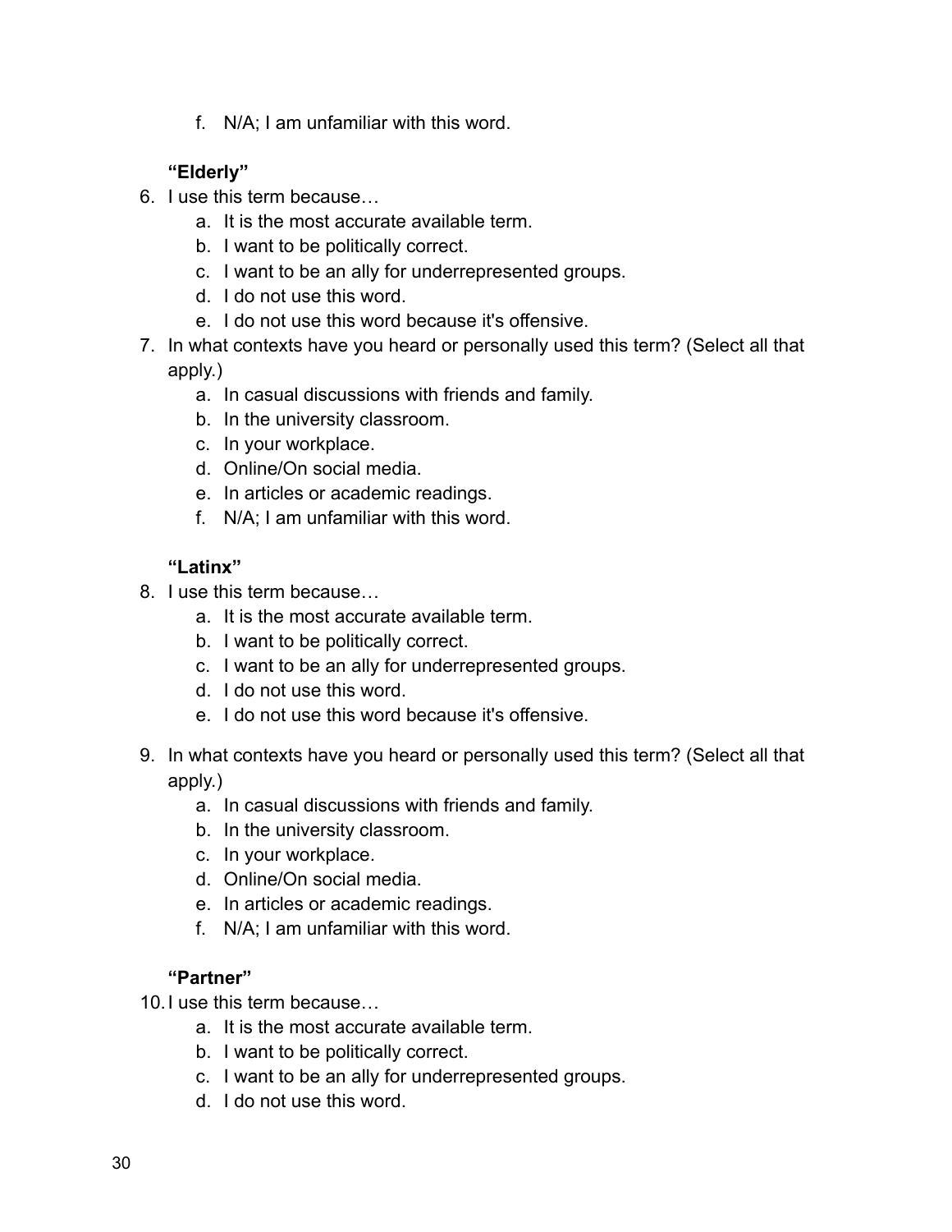f. N/A; I am unfamiliar with this word.

**"Elderly"**

6. I use this term because…
   a. It is the most accurate available term.
   b. I want to be politically correct.
   c. I want to be an ally for underrepresented groups.
   d. I do not use this word.
   e. I do not use this word because it's offensive.
7. In what contexts have you heard or personally used this term? (Select all that apply.)
   a. In casual discussions with friends and family.
   b. In the university classroom.
   c. In your workplace.
   d. Online/On social media.
   e. In articles or academic readings.
   f. N/A; I am unfamiliar with this word.

**"Latinx"**

8. I use this term because…
   a. It is the most accurate available term.
   b. I want to be politically correct.
   c. I want to be an ally for underrepresented groups.
   d. I do not use this word.
   e. I do not use this word because it's offensive.
9. In what contexts have you heard or personally used this term? (Select all that apply.)
   a. In casual discussions with friends and family.
   b. In the university classroom.
   c. In your workplace.
   d. Online/On social media.
   e. In articles or academic readings.
   f. N/A; I am unfamiliar with this word.

**"Partner"**

10. I use this term because…
    a. It is the most accurate available term.
    b. I want to be politically correct.
    c. I want to be an ally for underrepresented groups.
    d. I do not use this word.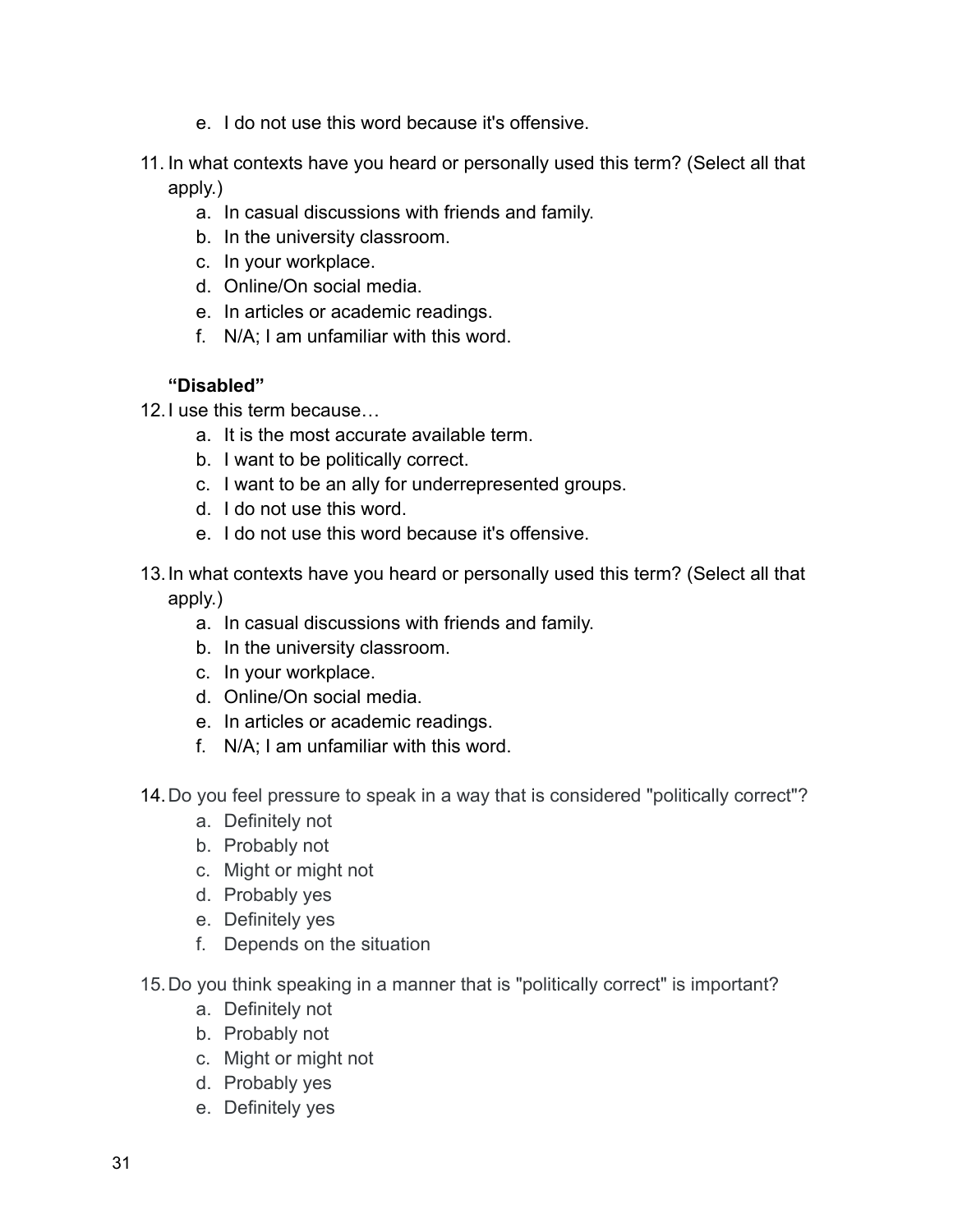e. I do not use this word because it's offensive.

11. In what contexts have you heard or personally used this term? (Select all that apply.)
    a. In casual discussions with friends and family.
    b. In the university classroom.
    c. In your workplace.
    d. Online/On social media.
    e. In articles or academic readings.
    f. N/A; I am unfamiliar with this word.

**“Disabled”**

12. I use this term because…
    a. It is the most accurate available term.
    b. I want to be politically correct.
    c. I want to be an ally for underrepresented groups.
    d. I do not use this word.
    e. I do not use this word because it's offensive.

13. In what contexts have you heard or personally used this term? (Select all that apply.)
    a. In casual discussions with friends and family.
    b. In the university classroom.
    c. In your workplace.
    d. Online/On social media.
    e. In articles or academic readings.
    f. N/A; I am unfamiliar with this word.

14. Do you feel pressure to speak in a way that is considered "politically correct"?
    a. Definitely not
    b. Probably not
    c. Might or might not
    d. Probably yes
    e. Definitely yes
    f. Depends on the situation

15. Do you think speaking in a manner that is "politically correct" is important?
    a. Definitely not
    b. Probably not
    c. Might or might not
    d. Probably yes
    e. Definitely yes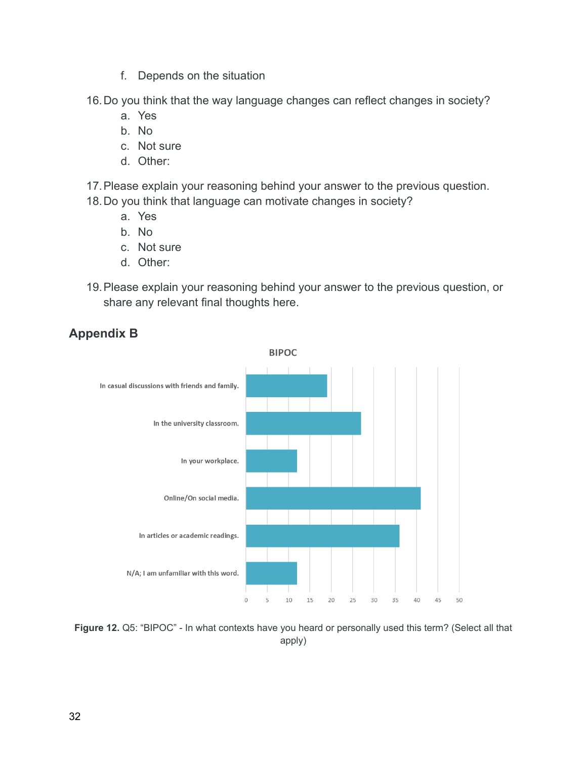f. Depends on the situation

16. Do you think that the way language changes can reflect changes in society?
    a. Yes
    b. No
    c. Not sure
    d. Other:

17. Please explain your reasoning behind your answer to the previous question.
18. Do you think that language can motivate changes in society?
    a. Yes
    b. No
    c. Not sure
    d. Other:

19. Please explain your reasoning behind your answer to the previous question, or share any relevant final thoughts here.

## Appendix B

BIPOC

| Context | Count |
|---|---|
| In casual discussions with friends and family. | 19 |
| In the university classroom. | 27 |
| In your workplace. | 12 |
| Online/On social media. | 41 |
| In articles or academic readings. | 36 |
| N/A; I am unfamiliar with this word. | 12 |

**Figure 12.** Q5: "BIPOC" - In what contexts have you heard or personally used this term? (Select all that apply)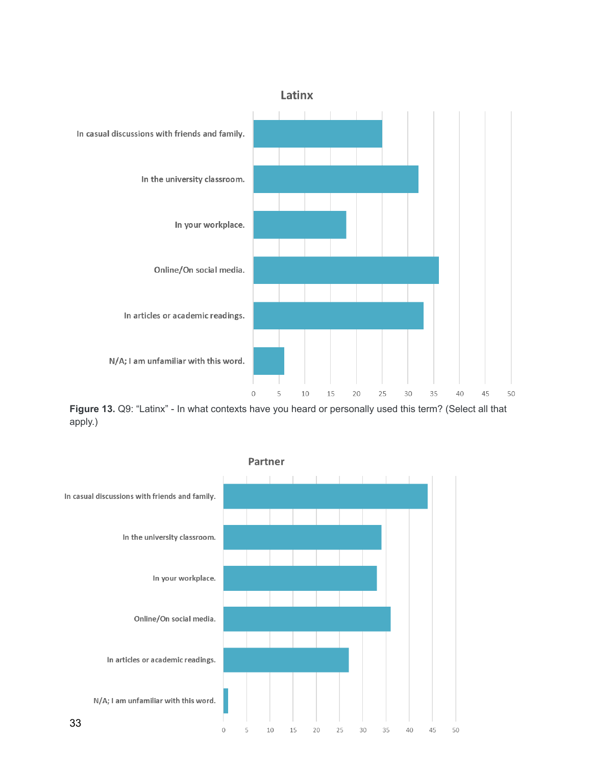**Latinx**

| Context | Value |
|---|---|
| In casual discussions with friends and family. | 25 |
| In the university classroom. | 32 |
| In your workplace. | 18 |
| Online/On social media. | 36 |
| In articles or academic readings. | 33 |
| N/A; I am unfamiliar with this word. | 6 |

**Figure 13.** Q9: "Latinx" - In what contexts have you heard or personally used this term? (Select all that apply.)

**Partner**

| Context | Value |
|---|---|
| In casual discussions with friends and family. | 44 |
| In the university classroom. | 34 |
| In your workplace. | 33 |
| Online/On social media. | 36 |
| In articles or academic readings. | 27 |
| N/A; I am unfamiliar with this word. | 1 |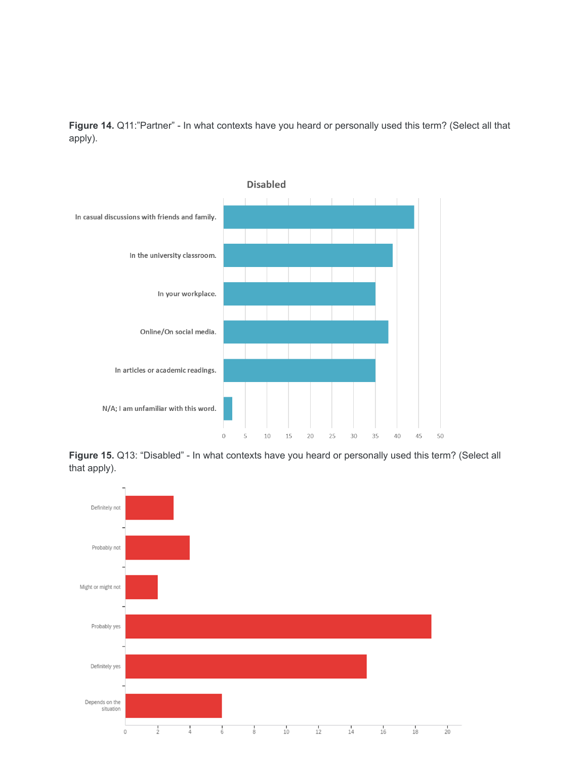**Figure 14.** Q11:"Partner" - In what contexts have you heard or personally used this term? (Select all that apply).

**Figure 15.** Q13: "Disabled" - In what contexts have you heard or personally used this term? (Select all that apply).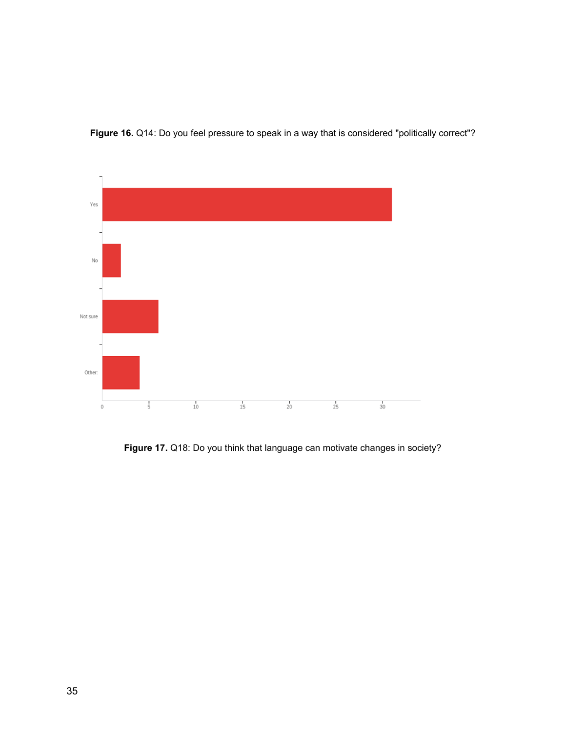**Figure 16.** Q14: Do you feel pressure to speak in a way that is considered "politically correct"?

Yes

No

Not sure

Other:

0 5 10 15 20 25 30

**Figure 17.** Q18: Do you think that language can motivate changes in society?